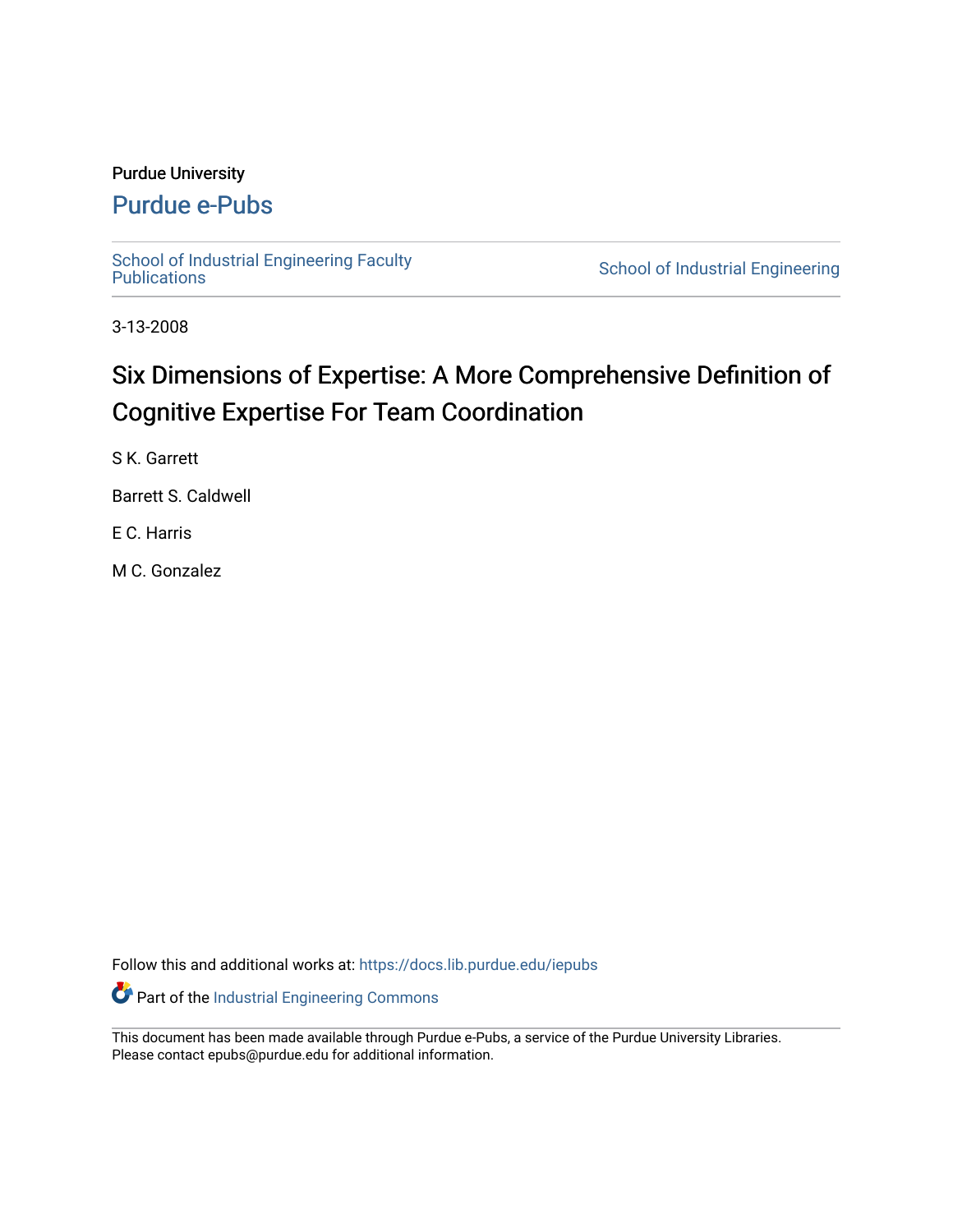Purdue University

# Purdue e-Pubs

School of Industrial Engineering Faculty Publications

School of Industrial Engineering

3-13-2008

# Six Dimensions of Expertise: A More Comprehensive Definition of Cognitive Expertise For Team Coordination

S K. Garrett

Barrett S. Caldwell

E C. Harris

M C. Gonzalez

Follow this and additional works at: https://docs.lib.purdue.edu/iepubs

Part of the Industrial Engineering Commons

This document has been made available through Purdue e-Pubs, a service of the Purdue University Libraries. Please contact epubs@purdue.edu for additional information.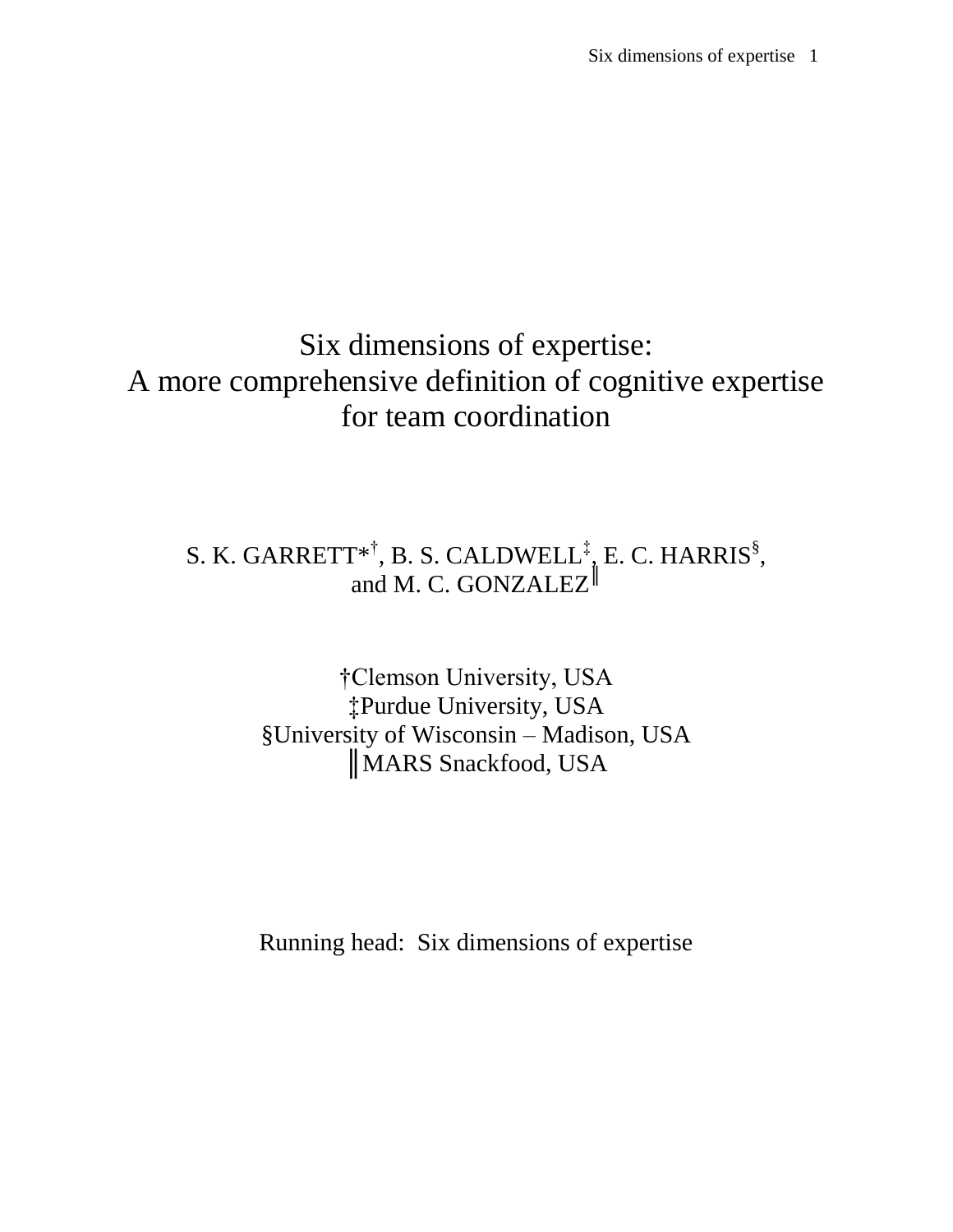# Six dimensions of expertise:
# A more comprehensive definition of cognitive expertise for team coordination

S. K. GARRETT*[†], B. S. CALDWELL[‡], E. C. HARRIS[§], and M. C. GONZALEZ[‖]

†Clemson University, USA

‡Purdue University, USA

§University of Wisconsin – Madison, USA

‖MARS Snackfood, USA

Running head: Six dimensions of expertise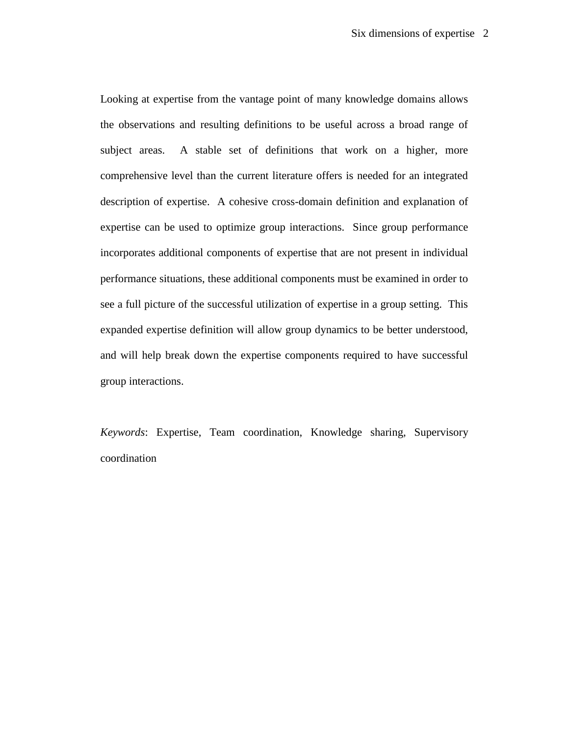Looking at expertise from the vantage point of many knowledge domains allows the observations and resulting definitions to be useful across a broad range of subject areas. A stable set of definitions that work on a higher, more comprehensive level than the current literature offers is needed for an integrated description of expertise. A cohesive cross-domain definition and explanation of expertise can be used to optimize group interactions. Since group performance incorporates additional components of expertise that are not present in individual performance situations, these additional components must be examined in order to see a full picture of the successful utilization of expertise in a group setting. This expanded expertise definition will allow group dynamics to be better understood, and will help break down the expertise components required to have successful group interactions.

*Keywords*: Expertise, Team coordination, Knowledge sharing, Supervisory coordination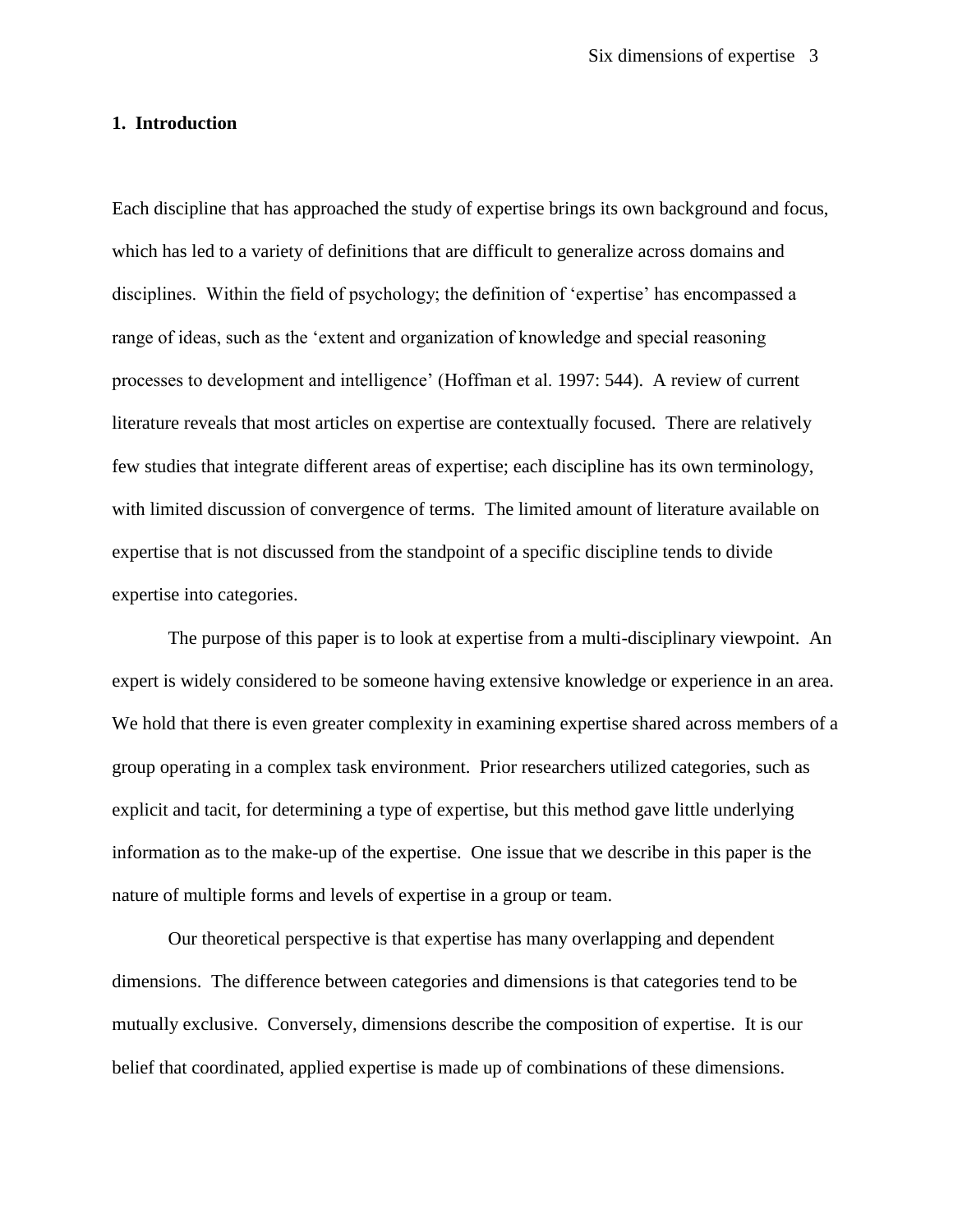## 1. Introduction

Each discipline that has approached the study of expertise brings its own background and focus, which has led to a variety of definitions that are difficult to generalize across domains and disciplines. Within the field of psychology; the definition of 'expertise' has encompassed a range of ideas, such as the 'extent and organization of knowledge and special reasoning processes to development and intelligence' (Hoffman et al. 1997: 544). A review of current literature reveals that most articles on expertise are contextually focused. There are relatively few studies that integrate different areas of expertise; each discipline has its own terminology, with limited discussion of convergence of terms. The limited amount of literature available on expertise that is not discussed from the standpoint of a specific discipline tends to divide expertise into categories.

The purpose of this paper is to look at expertise from a multi-disciplinary viewpoint. An expert is widely considered to be someone having extensive knowledge or experience in an area. We hold that there is even greater complexity in examining expertise shared across members of a group operating in a complex task environment. Prior researchers utilized categories, such as explicit and tacit, for determining a type of expertise, but this method gave little underlying information as to the make-up of the expertise. One issue that we describe in this paper is the nature of multiple forms and levels of expertise in a group or team.

Our theoretical perspective is that expertise has many overlapping and dependent dimensions. The difference between categories and dimensions is that categories tend to be mutually exclusive. Conversely, dimensions describe the composition of expertise. It is our belief that coordinated, applied expertise is made up of combinations of these dimensions.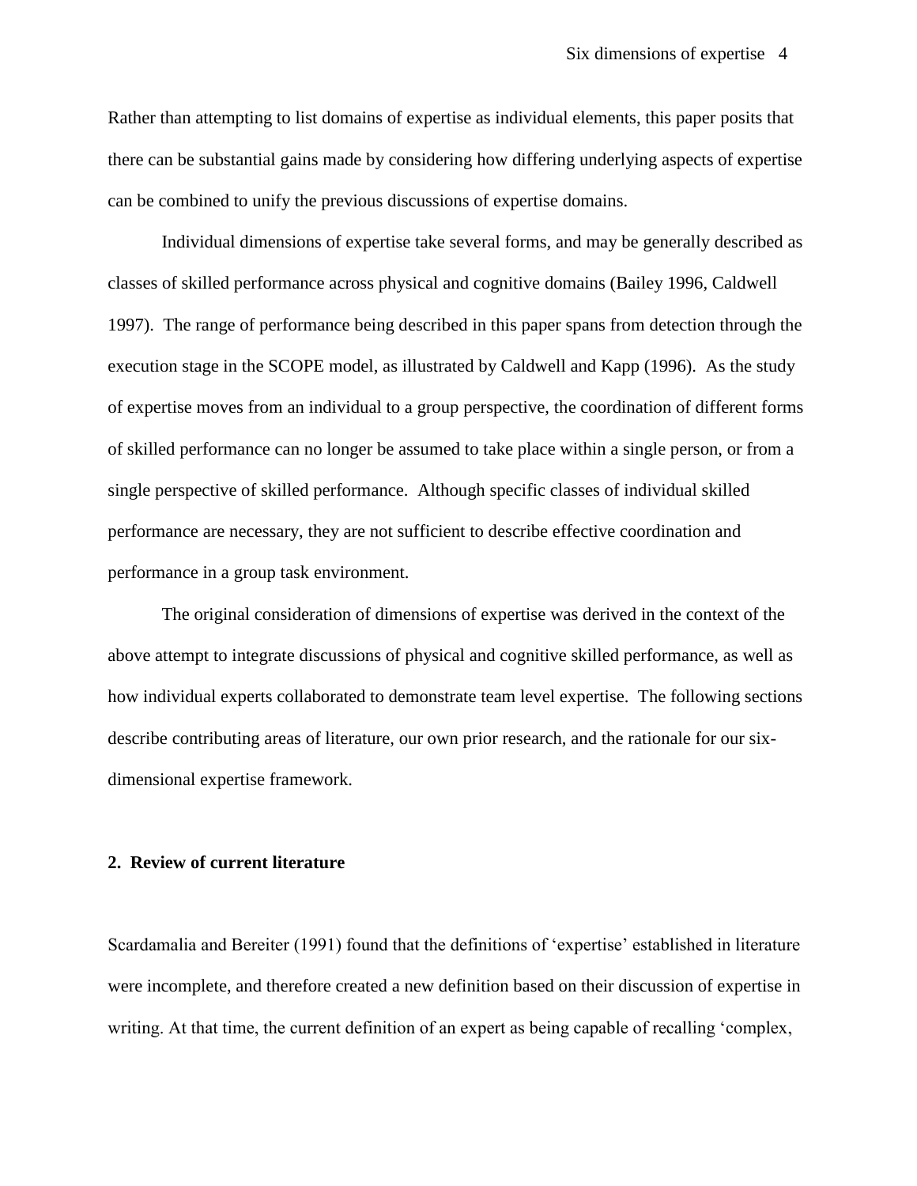Rather than attempting to list domains of expertise as individual elements, this paper posits that there can be substantial gains made by considering how differing underlying aspects of expertise can be combined to unify the previous discussions of expertise domains.

Individual dimensions of expertise take several forms, and may be generally described as classes of skilled performance across physical and cognitive domains (Bailey 1996, Caldwell 1997). The range of performance being described in this paper spans from detection through the execution stage in the SCOPE model, as illustrated by Caldwell and Kapp (1996). As the study of expertise moves from an individual to a group perspective, the coordination of different forms of skilled performance can no longer be assumed to take place within a single person, or from a single perspective of skilled performance. Although specific classes of individual skilled performance are necessary, they are not sufficient to describe effective coordination and performance in a group task environment.

The original consideration of dimensions of expertise was derived in the context of the above attempt to integrate discussions of physical and cognitive skilled performance, as well as how individual experts collaborated to demonstrate team level expertise. The following sections describe contributing areas of literature, our own prior research, and the rationale for our six-dimensional expertise framework.

## 2. Review of current literature

Scardamalia and Bereiter (1991) found that the definitions of 'expertise' established in literature were incomplete, and therefore created a new definition based on their discussion of expertise in writing. At that time, the current definition of an expert as being capable of recalling 'complex,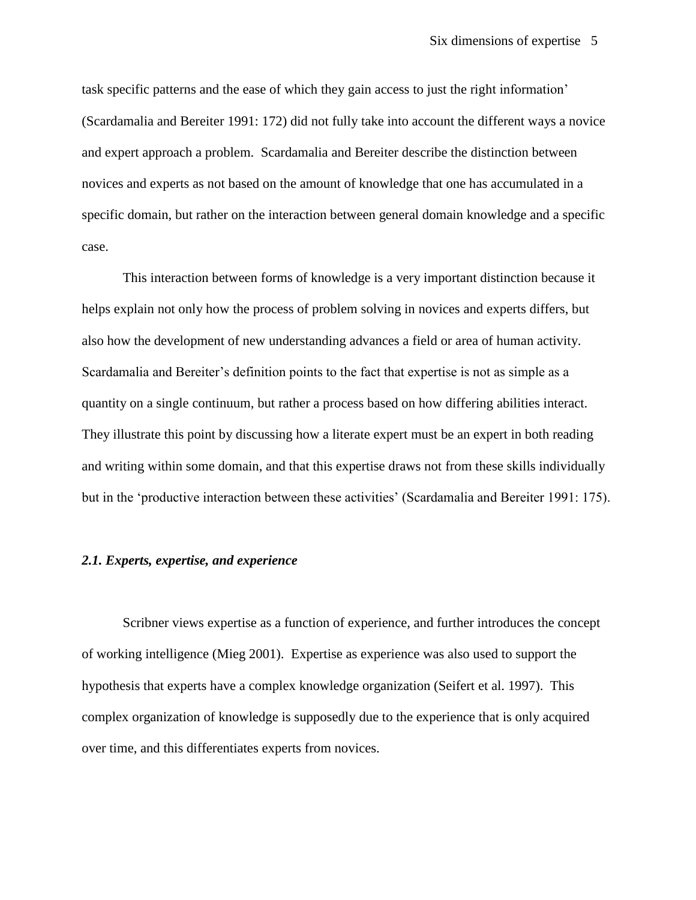task specific patterns and the ease of which they gain access to just the right information' (Scardamalia and Bereiter 1991: 172) did not fully take into account the different ways a novice and expert approach a problem. Scardamalia and Bereiter describe the distinction between novices and experts as not based on the amount of knowledge that one has accumulated in a specific domain, but rather on the interaction between general domain knowledge and a specific case.

This interaction between forms of knowledge is a very important distinction because it helps explain not only how the process of problem solving in novices and experts differs, but also how the development of new understanding advances a field or area of human activity. Scardamalia and Bereiter's definition points to the fact that expertise is not as simple as a quantity on a single continuum, but rather a process based on how differing abilities interact. They illustrate this point by discussing how a literate expert must be an expert in both reading and writing within some domain, and that this expertise draws not from these skills individually but in the 'productive interaction between these activities' (Scardamalia and Bereiter 1991: 175).

### *2.1. Experts, expertise, and experience*

Scribner views expertise as a function of experience, and further introduces the concept of working intelligence (Mieg 2001). Expertise as experience was also used to support the hypothesis that experts have a complex knowledge organization (Seifert et al. 1997). This complex organization of knowledge is supposedly due to the experience that is only acquired over time, and this differentiates experts from novices.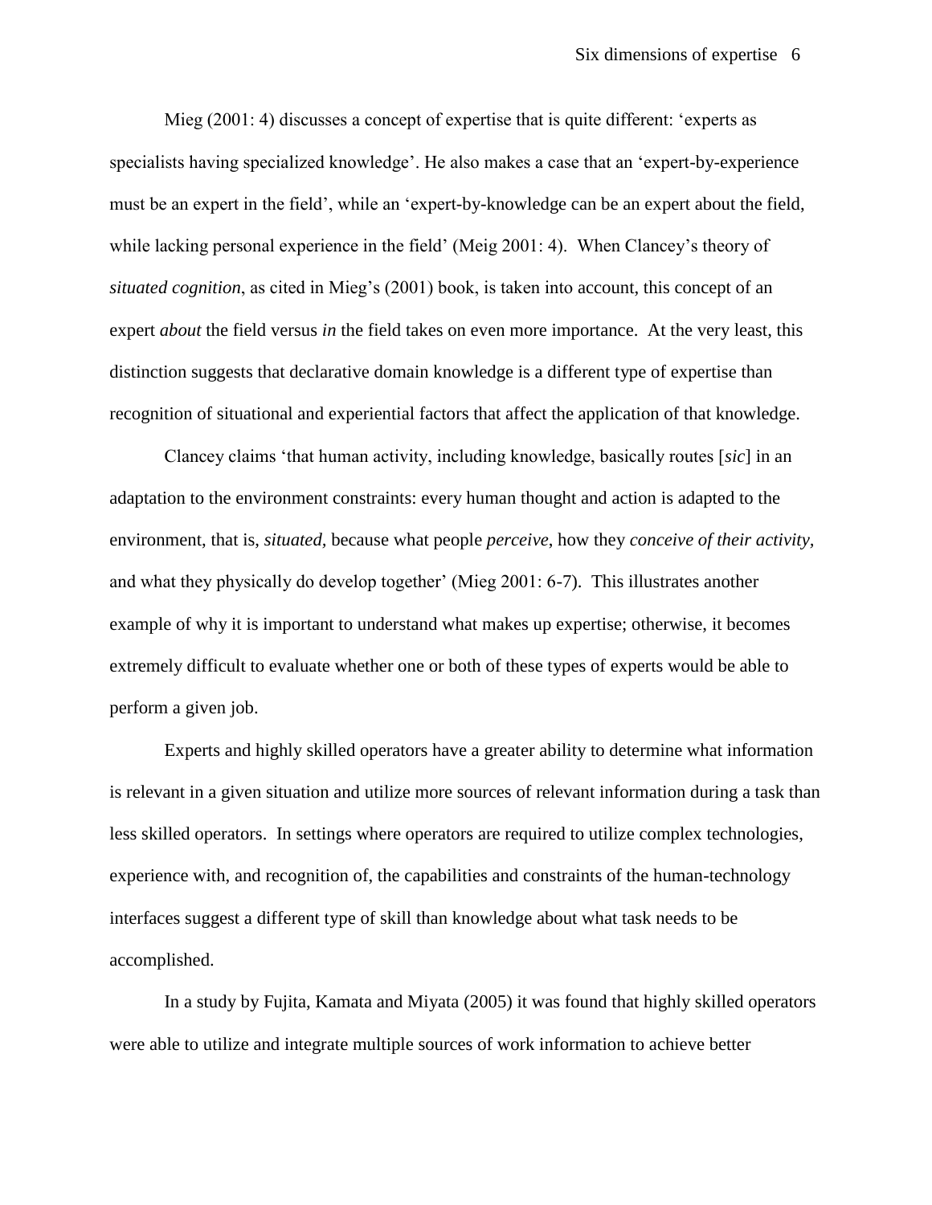Mieg (2001: 4) discusses a concept of expertise that is quite different: 'experts as specialists having specialized knowledge'. He also makes a case that an 'expert-by-experience must be an expert in the field', while an 'expert-by-knowledge can be an expert about the field, while lacking personal experience in the field' (Meig 2001: 4). When Clancey's theory of *situated cognition*, as cited in Mieg's (2001) book, is taken into account, this concept of an expert *about* the field versus *in* the field takes on even more importance. At the very least, this distinction suggests that declarative domain knowledge is a different type of expertise than recognition of situational and experiential factors that affect the application of that knowledge.

Clancey claims 'that human activity, including knowledge, basically routes [*sic*] in an adaptation to the environment constraints: every human thought and action is adapted to the environment, that is, *situated*, because what people *perceive*, how they *conceive of their activity*, and what they physically do develop together' (Mieg 2001: 6-7). This illustrates another example of why it is important to understand what makes up expertise; otherwise, it becomes extremely difficult to evaluate whether one or both of these types of experts would be able to perform a given job.

Experts and highly skilled operators have a greater ability to determine what information is relevant in a given situation and utilize more sources of relevant information during a task than less skilled operators. In settings where operators are required to utilize complex technologies, experience with, and recognition of, the capabilities and constraints of the human-technology interfaces suggest a different type of skill than knowledge about what task needs to be accomplished.

In a study by Fujita, Kamata and Miyata (2005) it was found that highly skilled operators were able to utilize and integrate multiple sources of work information to achieve better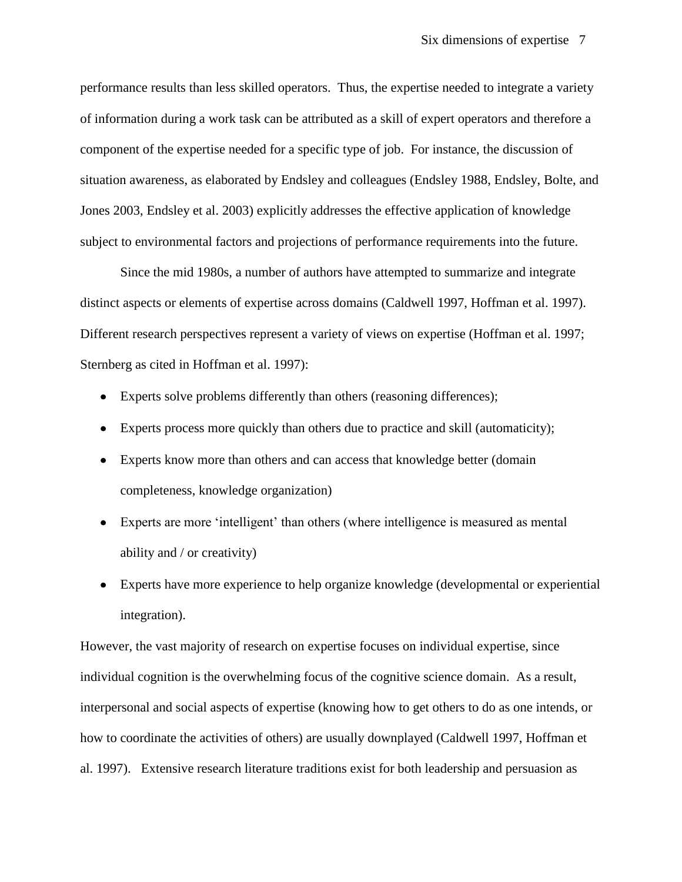performance results than less skilled operators. Thus, the expertise needed to integrate a variety of information during a work task can be attributed as a skill of expert operators and therefore a component of the expertise needed for a specific type of job. For instance, the discussion of situation awareness, as elaborated by Endsley and colleagues (Endsley 1988, Endsley, Bolte, and Jones 2003, Endsley et al. 2003) explicitly addresses the effective application of knowledge subject to environmental factors and projections of performance requirements into the future.

Since the mid 1980s, a number of authors have attempted to summarize and integrate distinct aspects or elements of expertise across domains (Caldwell 1997, Hoffman et al. 1997). Different research perspectives represent a variety of views on expertise (Hoffman et al. 1997; Sternberg as cited in Hoffman et al. 1997):

- Experts solve problems differently than others (reasoning differences);
- Experts process more quickly than others due to practice and skill (automaticity);
- Experts know more than others and can access that knowledge better (domain completeness, knowledge organization)
- Experts are more 'intelligent' than others (where intelligence is measured as mental ability and / or creativity)
- Experts have more experience to help organize knowledge (developmental or experiential integration).

However, the vast majority of research on expertise focuses on individual expertise, since individual cognition is the overwhelming focus of the cognitive science domain. As a result, interpersonal and social aspects of expertise (knowing how to get others to do as one intends, or how to coordinate the activities of others) are usually downplayed (Caldwell 1997, Hoffman et al. 1997). Extensive research literature traditions exist for both leadership and persuasion as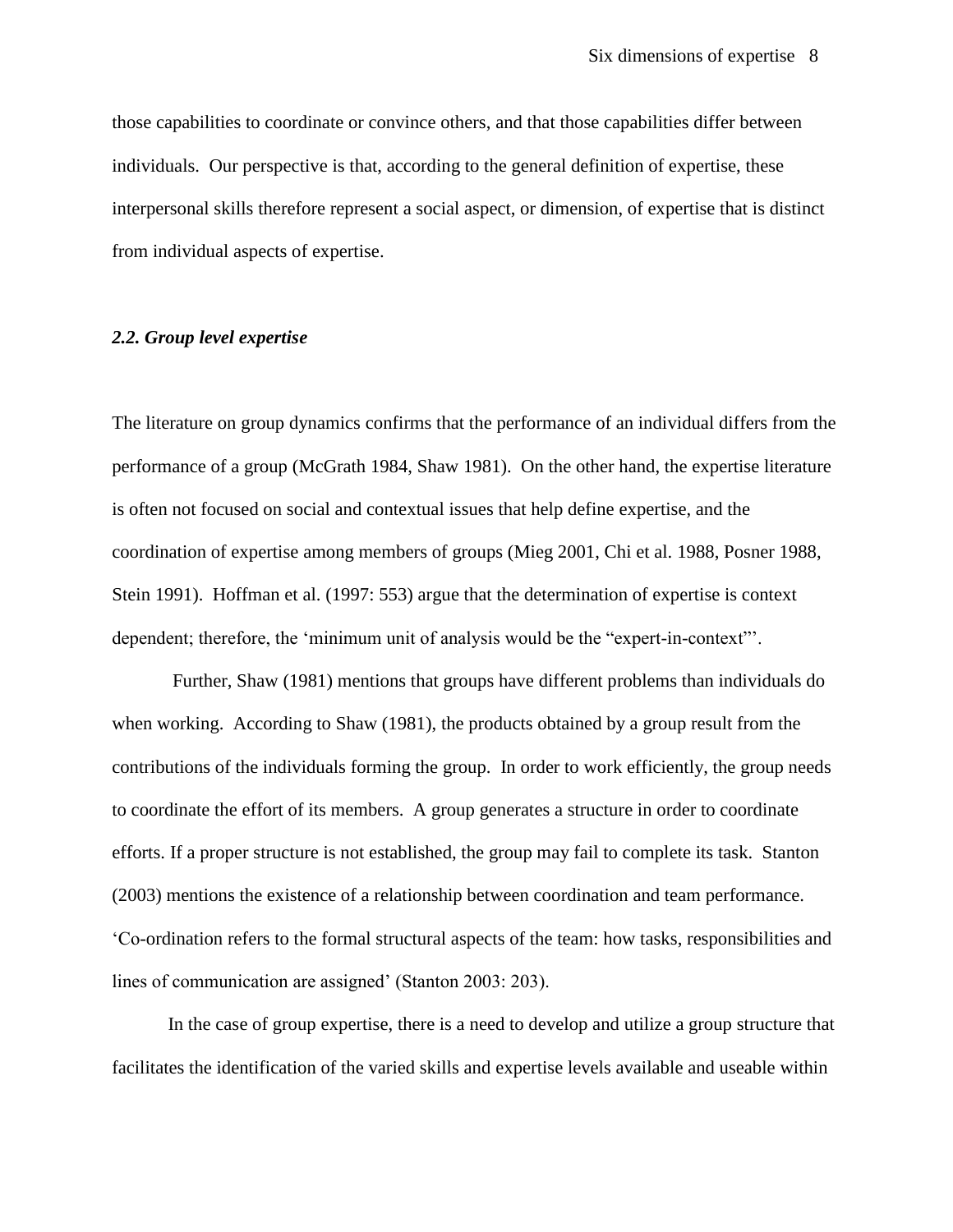those capabilities to coordinate or convince others, and that those capabilities differ between individuals. Our perspective is that, according to the general definition of expertise, these interpersonal skills therefore represent a social aspect, or dimension, of expertise that is distinct from individual aspects of expertise.

### *2.2. Group level expertise*

The literature on group dynamics confirms that the performance of an individual differs from the performance of a group (McGrath 1984, Shaw 1981). On the other hand, the expertise literature is often not focused on social and contextual issues that help define expertise, and the coordination of expertise among members of groups (Mieg 2001, Chi et al. 1988, Posner 1988, Stein 1991). Hoffman et al. (1997: 553) argue that the determination of expertise is context dependent; therefore, the 'minimum unit of analysis would be the "expert-in-context"'.

Further, Shaw (1981) mentions that groups have different problems than individuals do when working. According to Shaw (1981), the products obtained by a group result from the contributions of the individuals forming the group. In order to work efficiently, the group needs to coordinate the effort of its members. A group generates a structure in order to coordinate efforts. If a proper structure is not established, the group may fail to complete its task. Stanton (2003) mentions the existence of a relationship between coordination and team performance. 'Co-ordination refers to the formal structural aspects of the team: how tasks, responsibilities and lines of communication are assigned' (Stanton 2003: 203).

In the case of group expertise, there is a need to develop and utilize a group structure that facilitates the identification of the varied skills and expertise levels available and useable within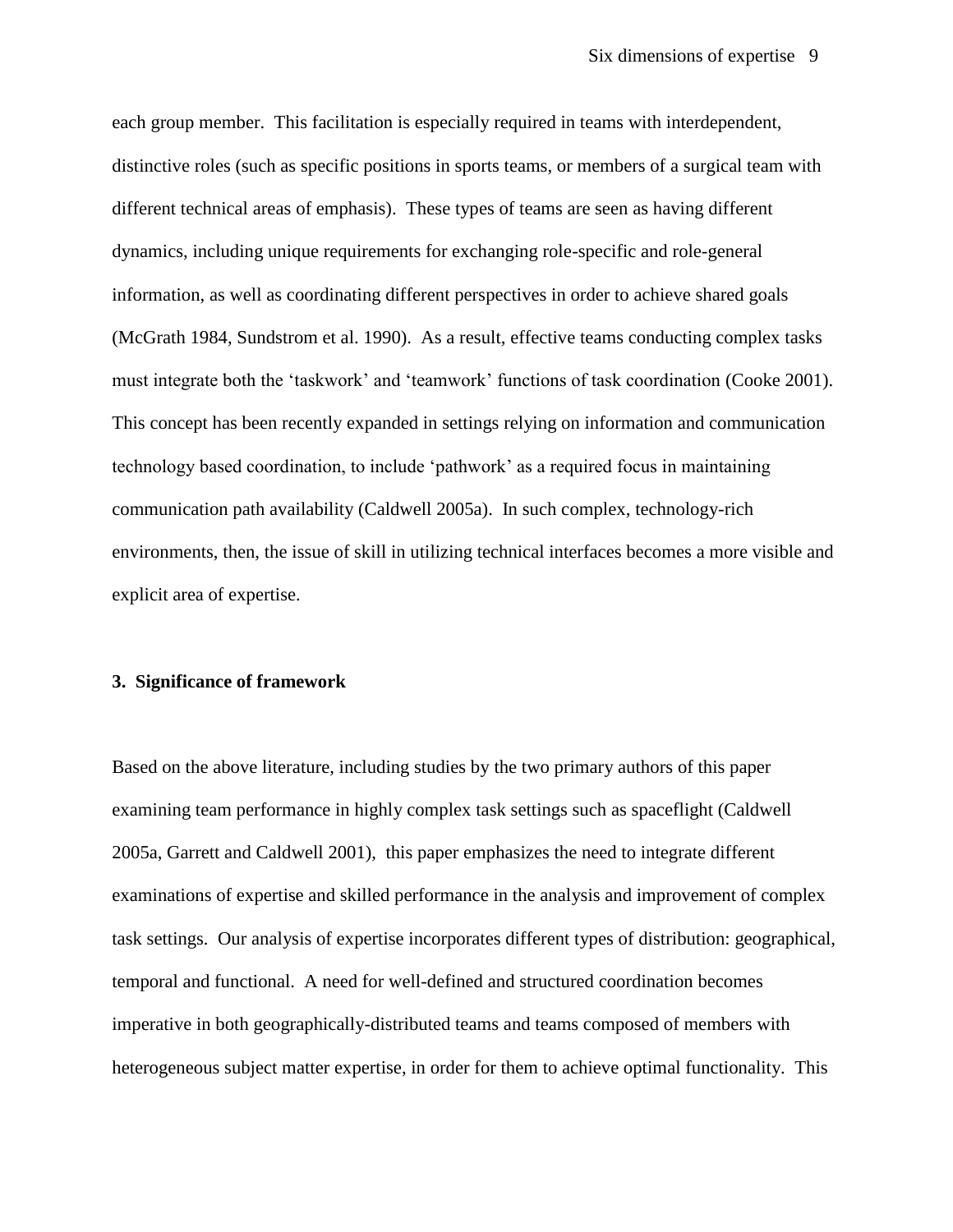each group member. This facilitation is especially required in teams with interdependent, distinctive roles (such as specific positions in sports teams, or members of a surgical team with different technical areas of emphasis). These types of teams are seen as having different dynamics, including unique requirements for exchanging role-specific and role-general information, as well as coordinating different perspectives in order to achieve shared goals (McGrath 1984, Sundstrom et al. 1990). As a result, effective teams conducting complex tasks must integrate both the 'taskwork' and 'teamwork' functions of task coordination (Cooke 2001). This concept has been recently expanded in settings relying on information and communication technology based coordination, to include 'pathwork' as a required focus in maintaining communication path availability (Caldwell 2005a). In such complex, technology-rich environments, then, the issue of skill in utilizing technical interfaces becomes a more visible and explicit area of expertise.

## 3. Significance of framework

Based on the above literature, including studies by the two primary authors of this paper examining team performance in highly complex task settings such as spaceflight (Caldwell 2005a, Garrett and Caldwell 2001), this paper emphasizes the need to integrate different examinations of expertise and skilled performance in the analysis and improvement of complex task settings. Our analysis of expertise incorporates different types of distribution: geographical, temporal and functional. A need for well-defined and structured coordination becomes imperative in both geographically-distributed teams and teams composed of members with heterogeneous subject matter expertise, in order for them to achieve optimal functionality. This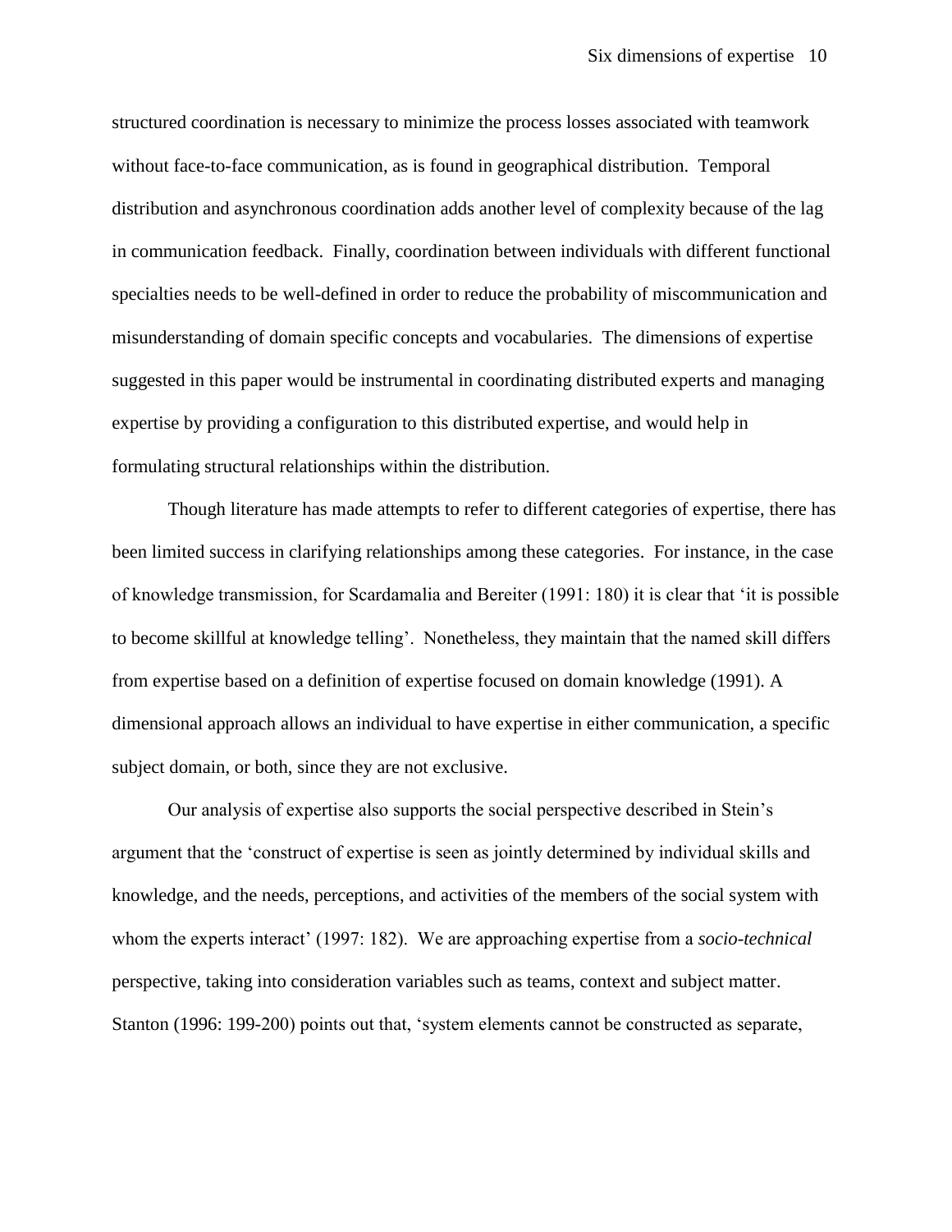structured coordination is necessary to minimize the process losses associated with teamwork without face-to-face communication, as is found in geographical distribution.  Temporal distribution and asynchronous coordination adds another level of complexity because of the lag in communication feedback.  Finally, coordination between individuals with different functional specialties needs to be well-defined in order to reduce the probability of miscommunication and misunderstanding of domain specific concepts and vocabularies.  The dimensions of expertise suggested in this paper would be instrumental in coordinating distributed experts and managing expertise by providing a configuration to this distributed expertise, and would help in formulating structural relationships within the distribution.

Though literature has made attempts to refer to different categories of expertise, there has been limited success in clarifying relationships among these categories.  For instance, in the case of knowledge transmission, for Scardamalia and Bereiter (1991: 180) it is clear that 'it is possible to become skillful at knowledge telling'.  Nonetheless, they maintain that the named skill differs from expertise based on a definition of expertise focused on domain knowledge (1991). A dimensional approach allows an individual to have expertise in either communication, a specific subject domain, or both, since they are not exclusive.

Our analysis of expertise also supports the social perspective described in Stein's argument that the 'construct of expertise is seen as jointly determined by individual skills and knowledge, and the needs, perceptions, and activities of the members of the social system with whom the experts interact' (1997: 182).  We are approaching expertise from a *socio-technical* perspective, taking into consideration variables such as teams, context and subject matter. Stanton (1996: 199-200) points out that, 'system elements cannot be constructed as separate,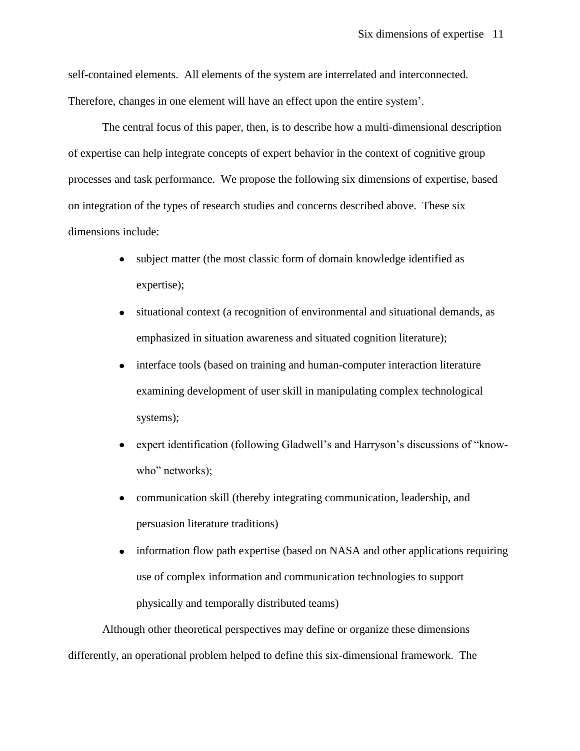self-contained elements. All elements of the system are interrelated and interconnected. Therefore, changes in one element will have an effect upon the entire system'.

The central focus of this paper, then, is to describe how a multi-dimensional description of expertise can help integrate concepts of expert behavior in the context of cognitive group processes and task performance. We propose the following six dimensions of expertise, based on integration of the types of research studies and concerns described above. These six dimensions include:

- subject matter (the most classic form of domain knowledge identified as expertise);
- situational context (a recognition of environmental and situational demands, as emphasized in situation awareness and situated cognition literature);
- interface tools (based on training and human-computer interaction literature examining development of user skill in manipulating complex technological systems);
- expert identification (following Gladwell's and Harryson's discussions of "know-who" networks);
- communication skill (thereby integrating communication, leadership, and persuasion literature traditions)
- information flow path expertise (based on NASA and other applications requiring use of complex information and communication technologies to support physically and temporally distributed teams)

Although other theoretical perspectives may define or organize these dimensions differently, an operational problem helped to define this six-dimensional framework. The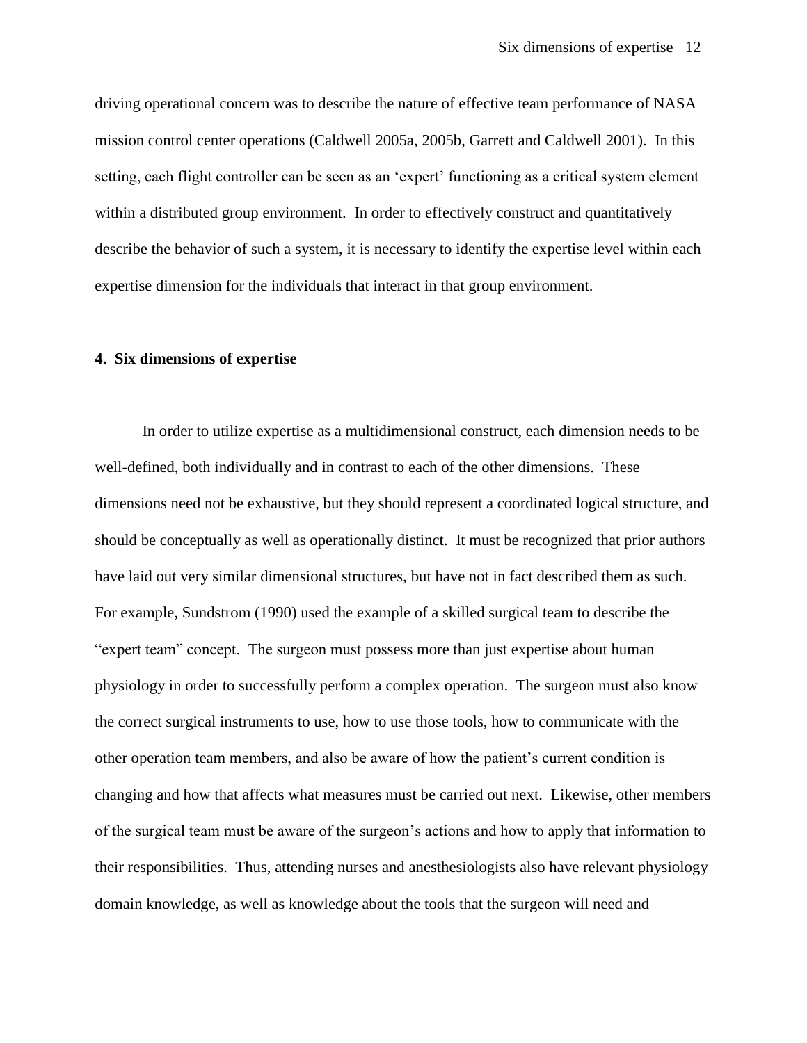driving operational concern was to describe the nature of effective team performance of NASA mission control center operations (Caldwell 2005a, 2005b, Garrett and Caldwell 2001). In this setting, each flight controller can be seen as an 'expert' functioning as a critical system element within a distributed group environment. In order to effectively construct and quantitatively describe the behavior of such a system, it is necessary to identify the expertise level within each expertise dimension for the individuals that interact in that group environment.

## 4. Six dimensions of expertise

In order to utilize expertise as a multidimensional construct, each dimension needs to be well-defined, both individually and in contrast to each of the other dimensions. These dimensions need not be exhaustive, but they should represent a coordinated logical structure, and should be conceptually as well as operationally distinct. It must be recognized that prior authors have laid out very similar dimensional structures, but have not in fact described them as such. For example, Sundstrom (1990) used the example of a skilled surgical team to describe the "expert team" concept. The surgeon must possess more than just expertise about human physiology in order to successfully perform a complex operation. The surgeon must also know the correct surgical instruments to use, how to use those tools, how to communicate with the other operation team members, and also be aware of how the patient's current condition is changing and how that affects what measures must be carried out next. Likewise, other members of the surgical team must be aware of the surgeon's actions and how to apply that information to their responsibilities. Thus, attending nurses and anesthesiologists also have relevant physiology domain knowledge, as well as knowledge about the tools that the surgeon will need and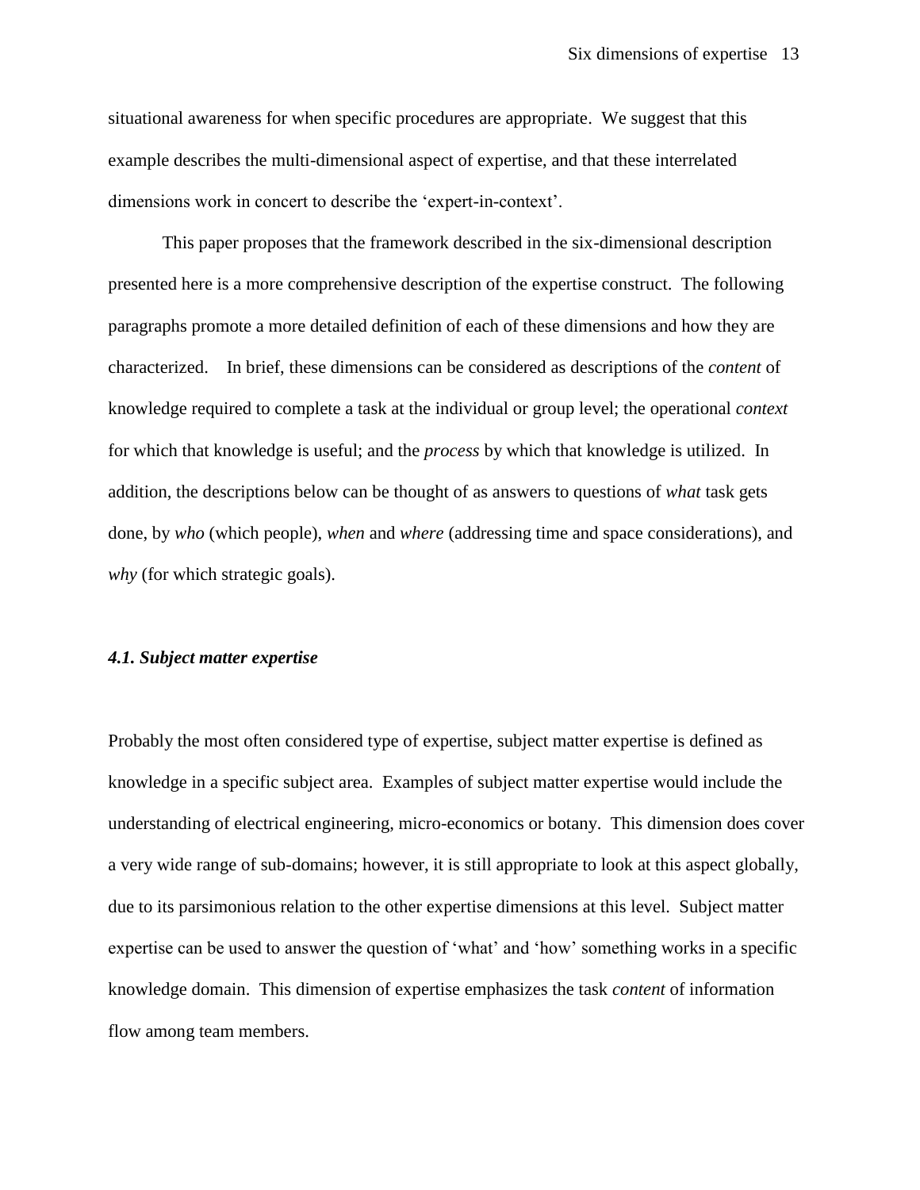situational awareness for when specific procedures are appropriate. We suggest that this example describes the multi-dimensional aspect of expertise, and that these interrelated dimensions work in concert to describe the 'expert-in-context'.

This paper proposes that the framework described in the six-dimensional description presented here is a more comprehensive description of the expertise construct. The following paragraphs promote a more detailed definition of each of these dimensions and how they are characterized. In brief, these dimensions can be considered as descriptions of the *content* of knowledge required to complete a task at the individual or group level; the operational *context* for which that knowledge is useful; and the *process* by which that knowledge is utilized. In addition, the descriptions below can be thought of as answers to questions of *what* task gets done, by *who* (which people), *when* and *where* (addressing time and space considerations), and *why* (for which strategic goals).

### *4.1. Subject matter expertise*

Probably the most often considered type of expertise, subject matter expertise is defined as knowledge in a specific subject area. Examples of subject matter expertise would include the understanding of electrical engineering, micro-economics or botany. This dimension does cover a very wide range of sub-domains; however, it is still appropriate to look at this aspect globally, due to its parsimonious relation to the other expertise dimensions at this level. Subject matter expertise can be used to answer the question of 'what' and 'how' something works in a specific knowledge domain. This dimension of expertise emphasizes the task *content* of information flow among team members.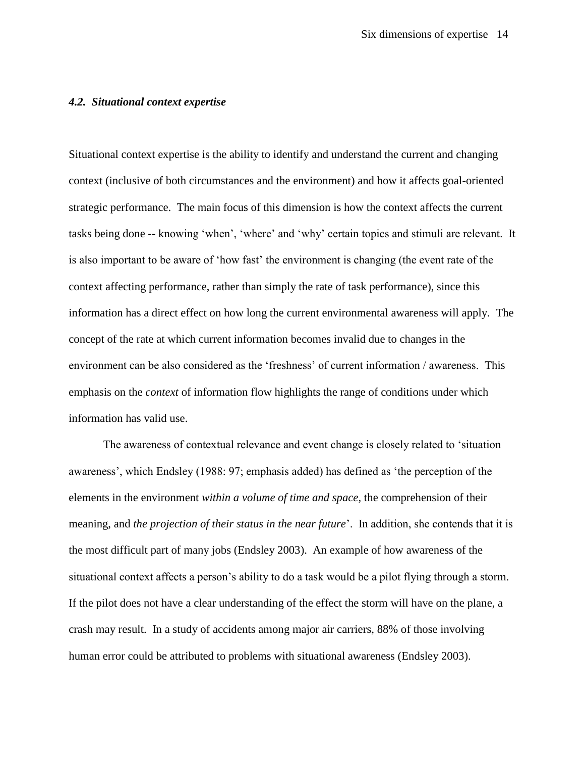### *4.2. Situational context expertise*

Situational context expertise is the ability to identify and understand the current and changing context (inclusive of both circumstances and the environment) and how it affects goal-oriented strategic performance. The main focus of this dimension is how the context affects the current tasks being done -- knowing 'when', 'where' and 'why' certain topics and stimuli are relevant. It is also important to be aware of 'how fast' the environment is changing (the event rate of the context affecting performance, rather than simply the rate of task performance), since this information has a direct effect on how long the current environmental awareness will apply. The concept of the rate at which current information becomes invalid due to changes in the environment can be also considered as the 'freshness' of current information / awareness. This emphasis on the *context* of information flow highlights the range of conditions under which information has valid use.

The awareness of contextual relevance and event change is closely related to 'situation awareness', which Endsley (1988: 97; emphasis added) has defined as 'the perception of the elements in the environment *within a volume of time and space*, the comprehension of their meaning, and *the projection of their status in the near future*'. In addition, she contends that it is the most difficult part of many jobs (Endsley 2003). An example of how awareness of the situational context affects a person's ability to do a task would be a pilot flying through a storm. If the pilot does not have a clear understanding of the effect the storm will have on the plane, a crash may result. In a study of accidents among major air carriers, 88% of those involving human error could be attributed to problems with situational awareness (Endsley 2003).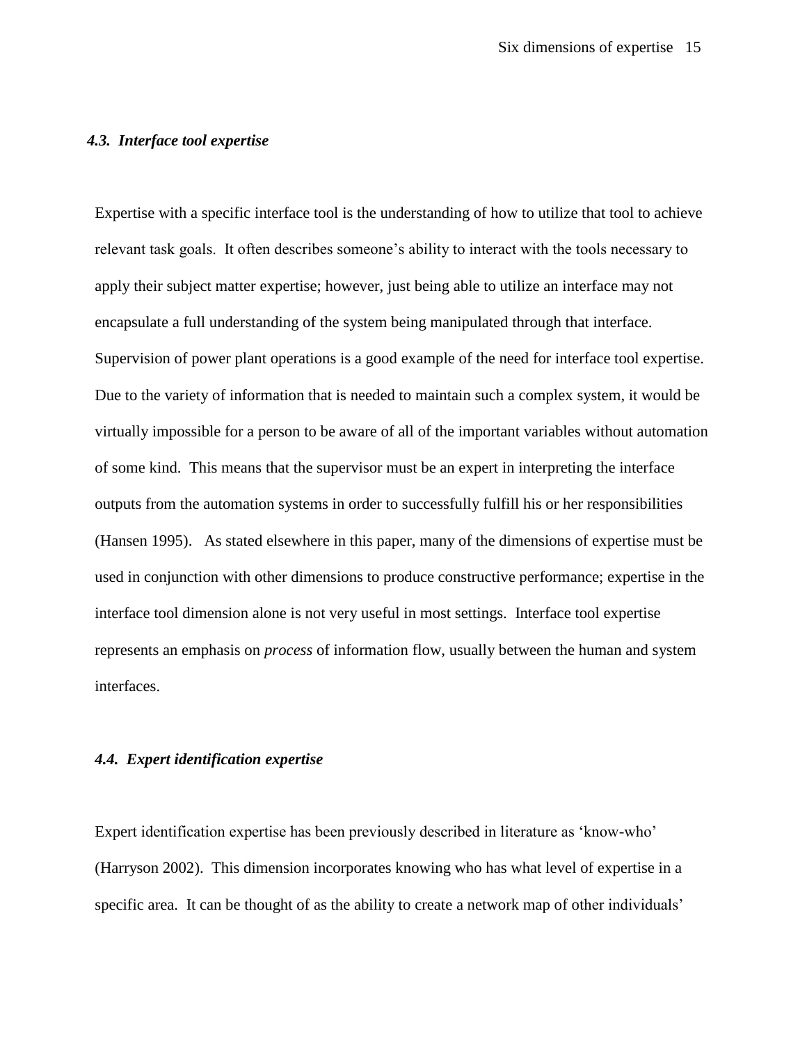### *4.3. Interface tool expertise*

Expertise with a specific interface tool is the understanding of how to utilize that tool to achieve relevant task goals. It often describes someone's ability to interact with the tools necessary to apply their subject matter expertise; however, just being able to utilize an interface may not encapsulate a full understanding of the system being manipulated through that interface. Supervision of power plant operations is a good example of the need for interface tool expertise. Due to the variety of information that is needed to maintain such a complex system, it would be virtually impossible for a person to be aware of all of the important variables without automation of some kind. This means that the supervisor must be an expert in interpreting the interface outputs from the automation systems in order to successfully fulfill his or her responsibilities (Hansen 1995). As stated elsewhere in this paper, many of the dimensions of expertise must be used in conjunction with other dimensions to produce constructive performance; expertise in the interface tool dimension alone is not very useful in most settings. Interface tool expertise represents an emphasis on *process* of information flow, usually between the human and system interfaces.

### *4.4. Expert identification expertise*

Expert identification expertise has been previously described in literature as 'know-who' (Harryson 2002). This dimension incorporates knowing who has what level of expertise in a specific area. It can be thought of as the ability to create a network map of other individuals'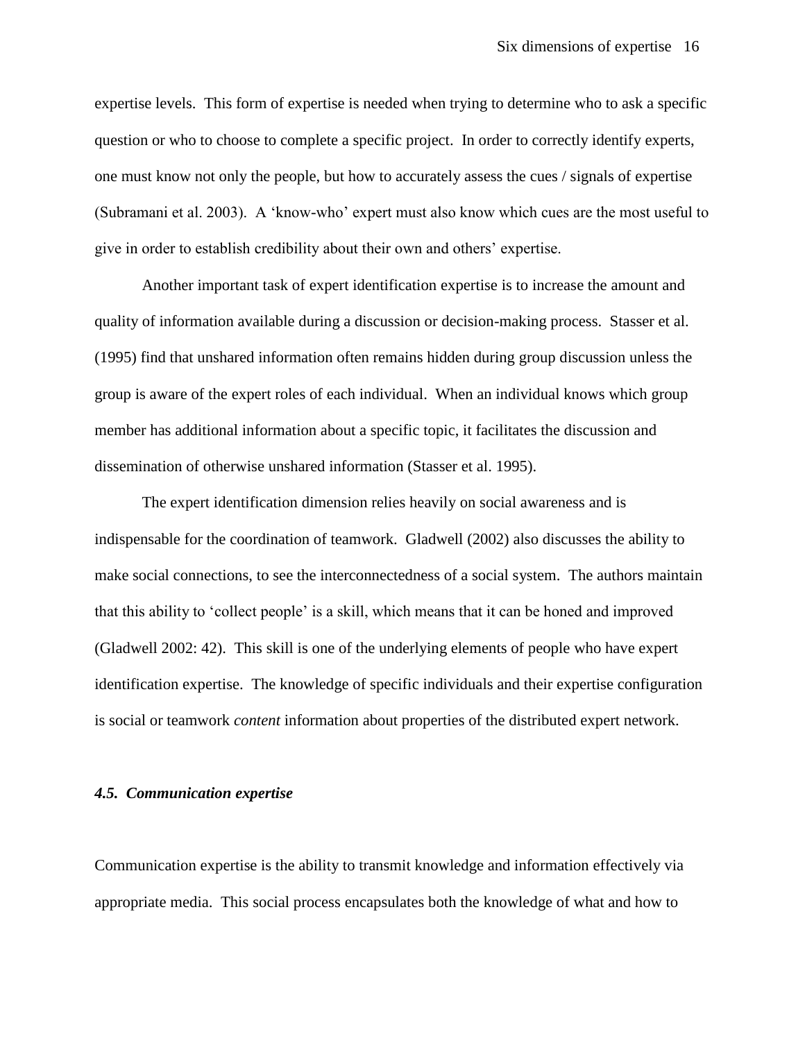expertise levels. This form of expertise is needed when trying to determine who to ask a specific question or who to choose to complete a specific project. In order to correctly identify experts, one must know not only the people, but how to accurately assess the cues / signals of expertise (Subramani et al. 2003). A 'know-who' expert must also know which cues are the most useful to give in order to establish credibility about their own and others' expertise.

Another important task of expert identification expertise is to increase the amount and quality of information available during a discussion or decision-making process. Stasser et al. (1995) find that unshared information often remains hidden during group discussion unless the group is aware of the expert roles of each individual. When an individual knows which group member has additional information about a specific topic, it facilitates the discussion and dissemination of otherwise unshared information (Stasser et al. 1995).

The expert identification dimension relies heavily on social awareness and is indispensable for the coordination of teamwork. Gladwell (2002) also discusses the ability to make social connections, to see the interconnectedness of a social system. The authors maintain that this ability to 'collect people' is a skill, which means that it can be honed and improved (Gladwell 2002: 42). This skill is one of the underlying elements of people who have expert identification expertise. The knowledge of specific individuals and their expertise configuration is social or teamwork *content* information about properties of the distributed expert network.

### *4.5. Communication expertise*

Communication expertise is the ability to transmit knowledge and information effectively via appropriate media. This social process encapsulates both the knowledge of what and how to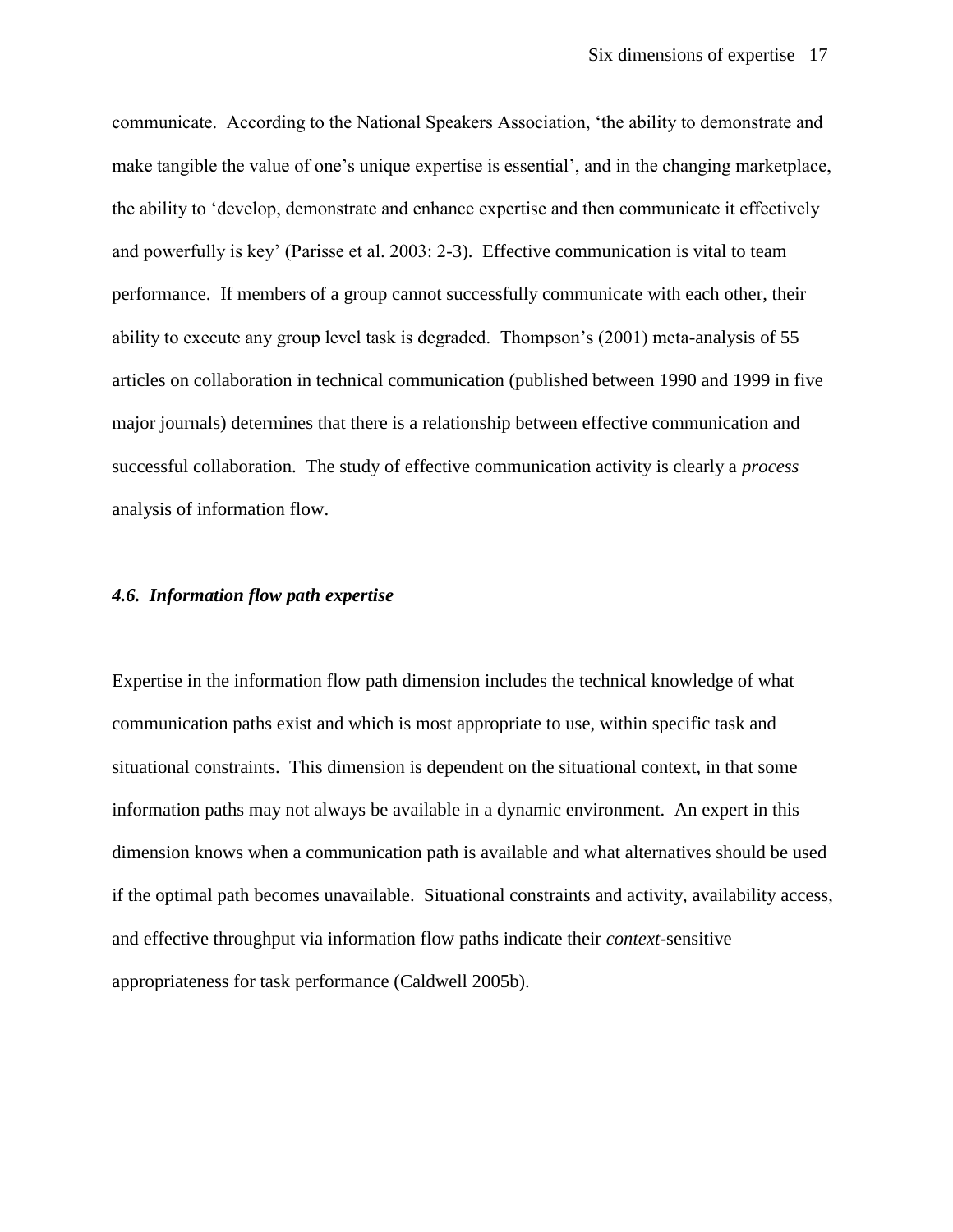communicate. According to the National Speakers Association, 'the ability to demonstrate and make tangible the value of one's unique expertise is essential', and in the changing marketplace, the ability to 'develop, demonstrate and enhance expertise and then communicate it effectively and powerfully is key' (Parisse et al. 2003: 2-3). Effective communication is vital to team performance. If members of a group cannot successfully communicate with each other, their ability to execute any group level task is degraded. Thompson's (2001) meta-analysis of 55 articles on collaboration in technical communication (published between 1990 and 1999 in five major journals) determines that there is a relationship between effective communication and successful collaboration. The study of effective communication activity is clearly a *process* analysis of information flow.

### *4.6. Information flow path expertise*

Expertise in the information flow path dimension includes the technical knowledge of what communication paths exist and which is most appropriate to use, within specific task and situational constraints. This dimension is dependent on the situational context, in that some information paths may not always be available in a dynamic environment. An expert in this dimension knows when a communication path is available and what alternatives should be used if the optimal path becomes unavailable. Situational constraints and activity, availability access, and effective throughput via information flow paths indicate their *context*-sensitive appropriateness for task performance (Caldwell 2005b).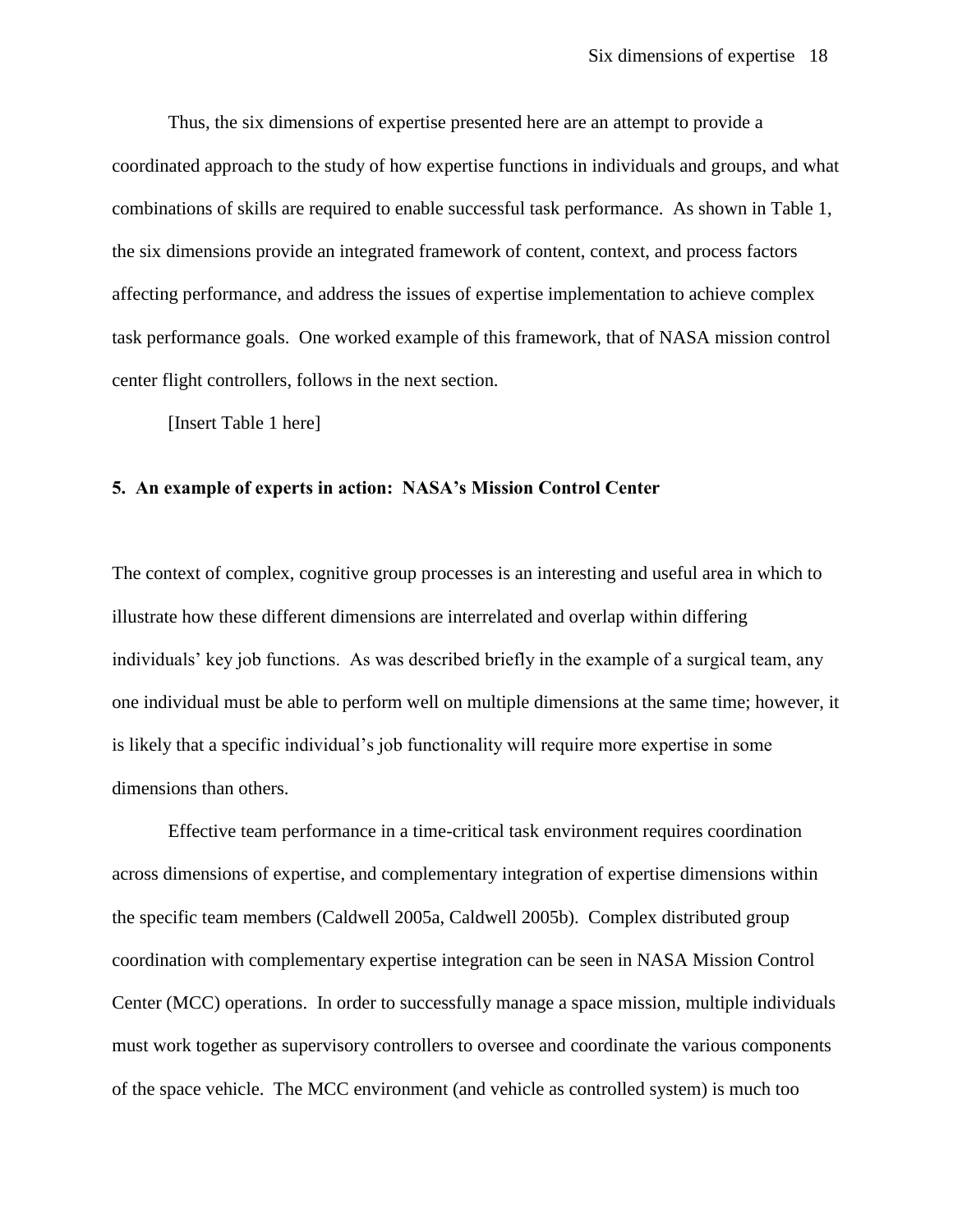Thus, the six dimensions of expertise presented here are an attempt to provide a coordinated approach to the study of how expertise functions in individuals and groups, and what combinations of skills are required to enable successful task performance. As shown in Table 1, the six dimensions provide an integrated framework of content, context, and process factors affecting performance, and address the issues of expertise implementation to achieve complex task performance goals. One worked example of this framework, that of NASA mission control center flight controllers, follows in the next section.

[Insert Table 1 here]

## 5. An example of experts in action: NASA's Mission Control Center

The context of complex, cognitive group processes is an interesting and useful area in which to illustrate how these different dimensions are interrelated and overlap within differing individuals' key job functions. As was described briefly in the example of a surgical team, any one individual must be able to perform well on multiple dimensions at the same time; however, it is likely that a specific individual's job functionality will require more expertise in some dimensions than others.

Effective team performance in a time-critical task environment requires coordination across dimensions of expertise, and complementary integration of expertise dimensions within the specific team members (Caldwell 2005a, Caldwell 2005b). Complex distributed group coordination with complementary expertise integration can be seen in NASA Mission Control Center (MCC) operations. In order to successfully manage a space mission, multiple individuals must work together as supervisory controllers to oversee and coordinate the various components of the space vehicle. The MCC environment (and vehicle as controlled system) is much too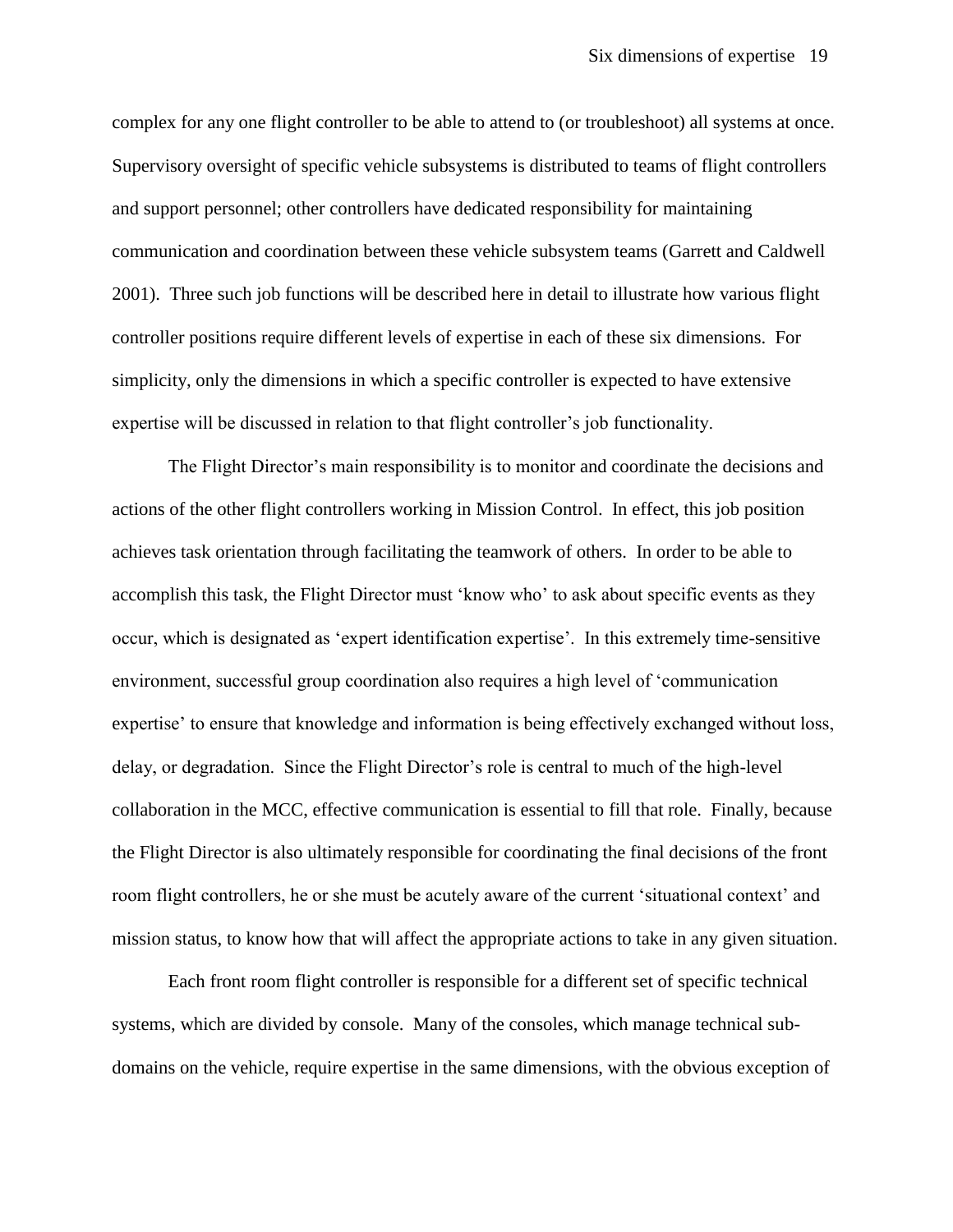complex for any one flight controller to be able to attend to (or troubleshoot) all systems at once. Supervisory oversight of specific vehicle subsystems is distributed to teams of flight controllers and support personnel; other controllers have dedicated responsibility for maintaining communication and coordination between these vehicle subsystem teams (Garrett and Caldwell 2001). Three such job functions will be described here in detail to illustrate how various flight controller positions require different levels of expertise in each of these six dimensions. For simplicity, only the dimensions in which a specific controller is expected to have extensive expertise will be discussed in relation to that flight controller's job functionality.

The Flight Director's main responsibility is to monitor and coordinate the decisions and actions of the other flight controllers working in Mission Control. In effect, this job position achieves task orientation through facilitating the teamwork of others. In order to be able to accomplish this task, the Flight Director must 'know who' to ask about specific events as they occur, which is designated as 'expert identification expertise'. In this extremely time-sensitive environment, successful group coordination also requires a high level of 'communication expertise' to ensure that knowledge and information is being effectively exchanged without loss, delay, or degradation. Since the Flight Director's role is central to much of the high-level collaboration in the MCC, effective communication is essential to fill that role. Finally, because the Flight Director is also ultimately responsible for coordinating the final decisions of the front room flight controllers, he or she must be acutely aware of the current 'situational context' and mission status, to know how that will affect the appropriate actions to take in any given situation.

Each front room flight controller is responsible for a different set of specific technical systems, which are divided by console. Many of the consoles, which manage technical sub-domains on the vehicle, require expertise in the same dimensions, with the obvious exception of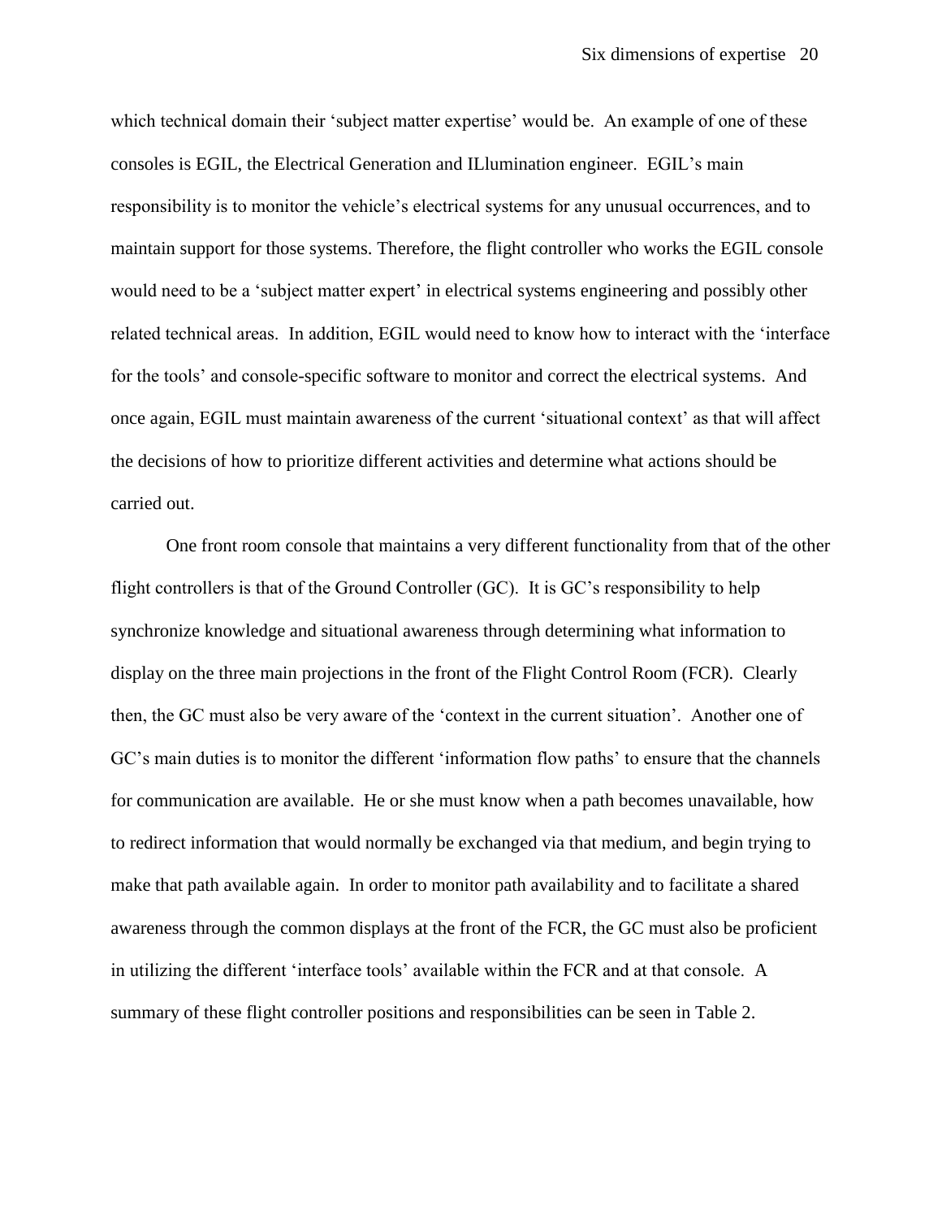which technical domain their 'subject matter expertise' would be. An example of one of these consoles is EGIL, the Electrical Generation and ILlumination engineer. EGIL's main responsibility is to monitor the vehicle's electrical systems for any unusual occurrences, and to maintain support for those systems. Therefore, the flight controller who works the EGIL console would need to be a 'subject matter expert' in electrical systems engineering and possibly other related technical areas. In addition, EGIL would need to know how to interact with the 'interface for the tools' and console-specific software to monitor and correct the electrical systems. And once again, EGIL must maintain awareness of the current 'situational context' as that will affect the decisions of how to prioritize different activities and determine what actions should be carried out.

One front room console that maintains a very different functionality from that of the other flight controllers is that of the Ground Controller (GC). It is GC's responsibility to help synchronize knowledge and situational awareness through determining what information to display on the three main projections in the front of the Flight Control Room (FCR). Clearly then, the GC must also be very aware of the 'context in the current situation'. Another one of GC's main duties is to monitor the different 'information flow paths' to ensure that the channels for communication are available. He or she must know when a path becomes unavailable, how to redirect information that would normally be exchanged via that medium, and begin trying to make that path available again. In order to monitor path availability and to facilitate a shared awareness through the common displays at the front of the FCR, the GC must also be proficient in utilizing the different 'interface tools' available within the FCR and at that console. A summary of these flight controller positions and responsibilities can be seen in Table 2.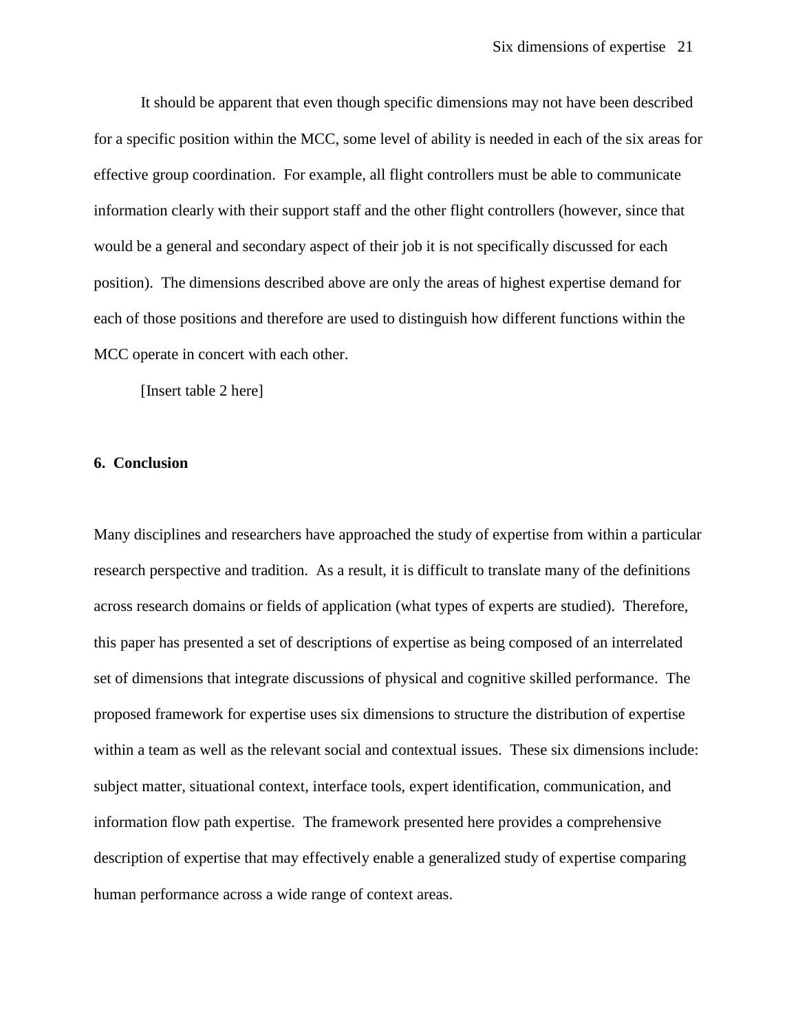It should be apparent that even though specific dimensions may not have been described for a specific position within the MCC, some level of ability is needed in each of the six areas for effective group coordination. For example, all flight controllers must be able to communicate information clearly with their support staff and the other flight controllers (however, since that would be a general and secondary aspect of their job it is not specifically discussed for each position). The dimensions described above are only the areas of highest expertise demand for each of those positions and therefore are used to distinguish how different functions within the MCC operate in concert with each other.

[Insert table 2 here]

## 6. Conclusion

Many disciplines and researchers have approached the study of expertise from within a particular research perspective and tradition. As a result, it is difficult to translate many of the definitions across research domains or fields of application (what types of experts are studied). Therefore, this paper has presented a set of descriptions of expertise as being composed of an interrelated set of dimensions that integrate discussions of physical and cognitive skilled performance. The proposed framework for expertise uses six dimensions to structure the distribution of expertise within a team as well as the relevant social and contextual issues. These six dimensions include: subject matter, situational context, interface tools, expert identification, communication, and information flow path expertise. The framework presented here provides a comprehensive description of expertise that may effectively enable a generalized study of expertise comparing human performance across a wide range of context areas.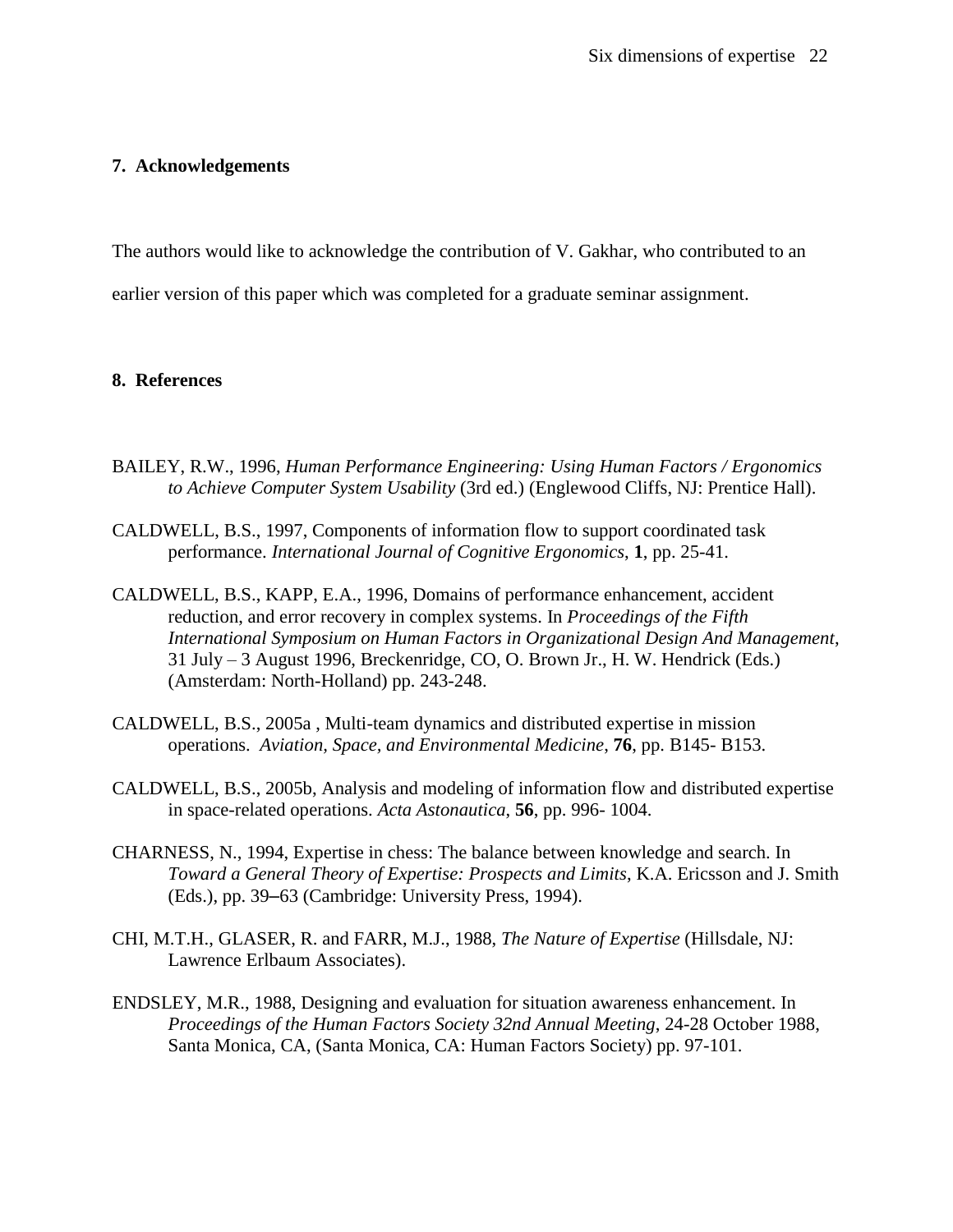## 7. Acknowledgements

The authors would like to acknowledge the contribution of V. Gakhar, who contributed to an earlier version of this paper which was completed for a graduate seminar assignment.

## 8. References

BAILEY, R.W., 1996, *Human Performance Engineering: Using Human Factors / Ergonomics to Achieve Computer System Usability* (3rd ed.) (Englewood Cliffs, NJ: Prentice Hall).

CALDWELL, B.S., 1997, Components of information flow to support coordinated task performance. *International Journal of Cognitive Ergonomics*, **1**, pp. 25-41.

CALDWELL, B.S., KAPP, E.A., 1996, Domains of performance enhancement, accident reduction, and error recovery in complex systems. In *Proceedings of the Fifth International Symposium on Human Factors in Organizational Design And Management*, 31 July – 3 August 1996, Breckenridge, CO, O. Brown Jr., H. W. Hendrick (Eds.) (Amsterdam: North-Holland) pp. 243-248.

CALDWELL, B.S., 2005a , Multi-team dynamics and distributed expertise in mission operations. *Aviation, Space, and Environmental Medicine*, **76**, pp. B145- B153.

CALDWELL, B.S., 2005b, Analysis and modeling of information flow and distributed expertise in space-related operations. *Acta Astonautica*, **56**, pp. 996- 1004.

CHARNESS, N., 1994, Expertise in chess: The balance between knowledge and search. In *Toward a General Theory of Expertise: Prospects and Limits*, K.A. Ericsson and J. Smith (Eds.), pp. 39–63 (Cambridge: University Press, 1994).

CHI, M.T.H., GLASER, R. and FARR, M.J., 1988, *The Nature of Expertise* (Hillsdale, NJ: Lawrence Erlbaum Associates).

ENDSLEY, M.R., 1988, Designing and evaluation for situation awareness enhancement. In *Proceedings of the Human Factors Society 32nd Annual Meeting*, 24-28 October 1988, Santa Monica, CA, (Santa Monica, CA: Human Factors Society) pp. 97-101.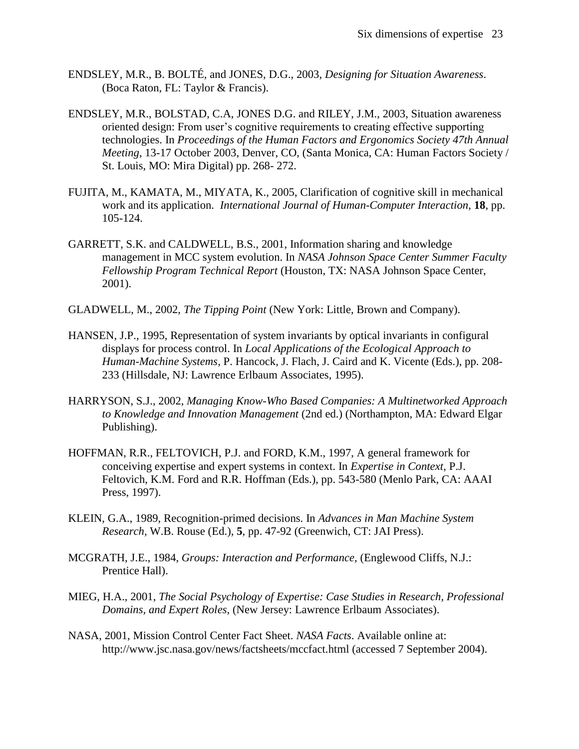ENDSLEY, M.R., B. BOLTÉ, and JONES, D.G., 2003, *Designing for Situation Awareness*. (Boca Raton, FL: Taylor & Francis).

ENDSLEY, M.R., BOLSTAD, C.A, JONES D.G. and RILEY, J.M., 2003, Situation awareness oriented design: From user's cognitive requirements to creating effective supporting technologies. In *Proceedings of the Human Factors and Ergonomics Society 47th Annual Meeting*, 13-17 October 2003, Denver, CO, (Santa Monica, CA: Human Factors Society / St. Louis, MO: Mira Digital) pp. 268- 272.

FUJITA, M., KAMATA, M., MIYATA, K., 2005, Clarification of cognitive skill in mechanical work and its application. *International Journal of Human-Computer Interaction*, **18**, pp. 105-124.

GARRETT, S.K. and CALDWELL, B.S., 2001, Information sharing and knowledge management in MCC system evolution. In *NASA Johnson Space Center Summer Faculty Fellowship Program Technical Report* (Houston, TX: NASA Johnson Space Center, 2001).

GLADWELL, M., 2002, *The Tipping Point* (New York: Little, Brown and Company).

HANSEN, J.P., 1995, Representation of system invariants by optical invariants in configural displays for process control. In *Local Applications of the Ecological Approach to Human-Machine Systems,* P. Hancock, J. Flach, J. Caird and K. Vicente (Eds.), pp. 208-233 (Hillsdale, NJ: Lawrence Erlbaum Associates, 1995).

HARRYSON, S.J., 2002, *Managing Know-Who Based Companies: A Multinetworked Approach to Knowledge and Innovation Management* (2nd ed.) (Northampton, MA: Edward Elgar Publishing).

HOFFMAN, R.R., FELTOVICH, P.J. and FORD, K.M., 1997, A general framework for conceiving expertise and expert systems in context. In *Expertise in Context*, P.J. Feltovich, K.M. Ford and R.R. Hoffman (Eds.), pp. 543-580 (Menlo Park, CA: AAAI Press, 1997).

KLEIN, G.A., 1989, Recognition-primed decisions. In *Advances in Man Machine System Research,* W.B. Rouse (Ed.), **5**, pp. 47-92 (Greenwich, CT: JAI Press).

MCGRATH, J.E., 1984, *Groups: Interaction and Performance,* (Englewood Cliffs, N.J.: Prentice Hall).

MIEG, H.A., 2001, *The Social Psychology of Expertise: Case Studies in Research, Professional Domains, and Expert Roles,* (New Jersey: Lawrence Erlbaum Associates).

NASA, 2001, Mission Control Center Fact Sheet. *NASA Facts*. Available online at: http://www.jsc.nasa.gov/news/factsheets/mccfact.html (accessed 7 September 2004).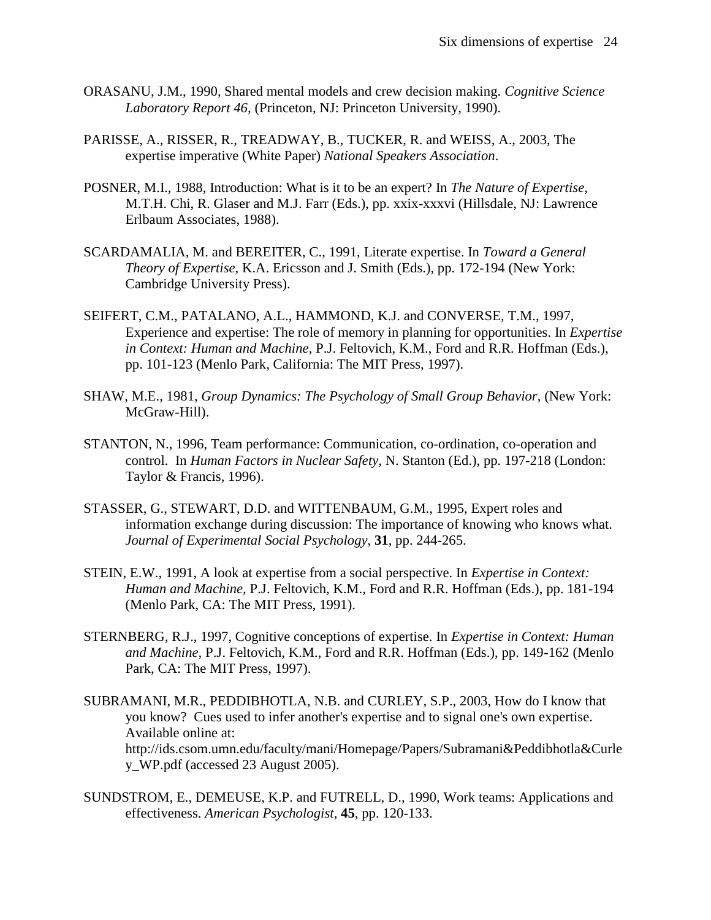ORASANU, J.M., 1990, Shared mental models and crew decision making. *Cognitive Science Laboratory Report 46,* (Princeton, NJ: Princeton University, 1990).

PARISSE, A., RISSER, R., TREADWAY, B., TUCKER, R. and WEISS, A., 2003, The expertise imperative (White Paper) *National Speakers Association*.

POSNER, M.I., 1988, Introduction: What is it to be an expert? In *The Nature of Expertise,* M.T.H. Chi, R. Glaser and M.J. Farr (Eds.), pp. xxix-xxxvi (Hillsdale, NJ: Lawrence Erlbaum Associates, 1988).

SCARDAMALIA, M. and BEREITER, C., 1991, Literate expertise. In *Toward a General Theory of Expertise*, K.A. Ericsson and J. Smith (Eds.), pp. 172-194 (New York: Cambridge University Press).

SEIFERT, C.M., PATALANO, A.L., HAMMOND, K.J. and CONVERSE, T.M., 1997, Experience and expertise: The role of memory in planning for opportunities. In *Expertise in Context: Human and Machine*, P.J. Feltovich, K.M., Ford and R.R. Hoffman (Eds.), pp. 101-123 (Menlo Park, California: The MIT Press, 1997).

SHAW, M.E., 1981, *Group Dynamics: The Psychology of Small Group Behavior,* (New York: McGraw-Hill).

STANTON, N., 1996, Team performance: Communication, co-ordination, co-operation and control. In *Human Factors in Nuclear Safety,* N. Stanton (Ed.), pp. 197-218 (London: Taylor & Francis, 1996).

STASSER, G., STEWART, D.D. and WITTENBAUM, G.M., 1995, Expert roles and information exchange during discussion: The importance of knowing who knows what. *Journal of Experimental Social Psychology,* **31**, pp. 244-265.

STEIN, E.W., 1991, A look at expertise from a social perspective. In *Expertise in Context: Human and Machine,* P.J. Feltovich, K.M., Ford and R.R. Hoffman (Eds.), pp. 181-194 (Menlo Park, CA: The MIT Press, 1991).

STERNBERG, R.J., 1997, Cognitive conceptions of expertise. In *Expertise in Context: Human and Machine,* P.J. Feltovich, K.M., Ford and R.R. Hoffman (Eds.), pp. 149-162 (Menlo Park, CA: The MIT Press, 1997).

SUBRAMANI, M.R., PEDDIBHOTLA, N.B. and CURLEY, S.P., 2003, How do I know that you know? Cues used to infer another's expertise and to signal one's own expertise. Available online at: http://ids.csom.umn.edu/faculty/mani/Homepage/Papers/Subramani&Peddibhotla&Curley_WP.pdf (accessed 23 August 2005).

SUNDSTROM, E., DEMEUSE, K.P. and FUTRELL, D., 1990, Work teams: Applications and effectiveness. *American Psychologist*, **45**, pp. 120-133.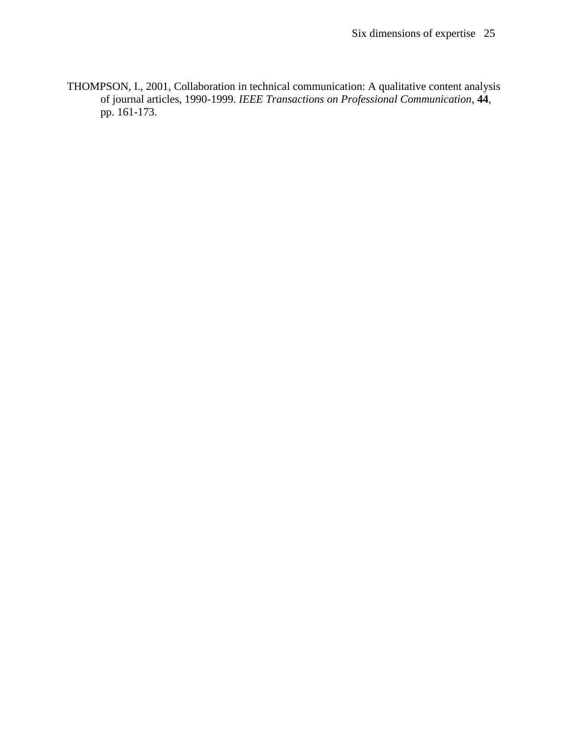THOMPSON, I., 2001, Collaboration in technical communication: A qualitative content analysis of journal articles, 1990-1999. *IEEE Transactions on Professional Communication*, **44**, pp. 161-173.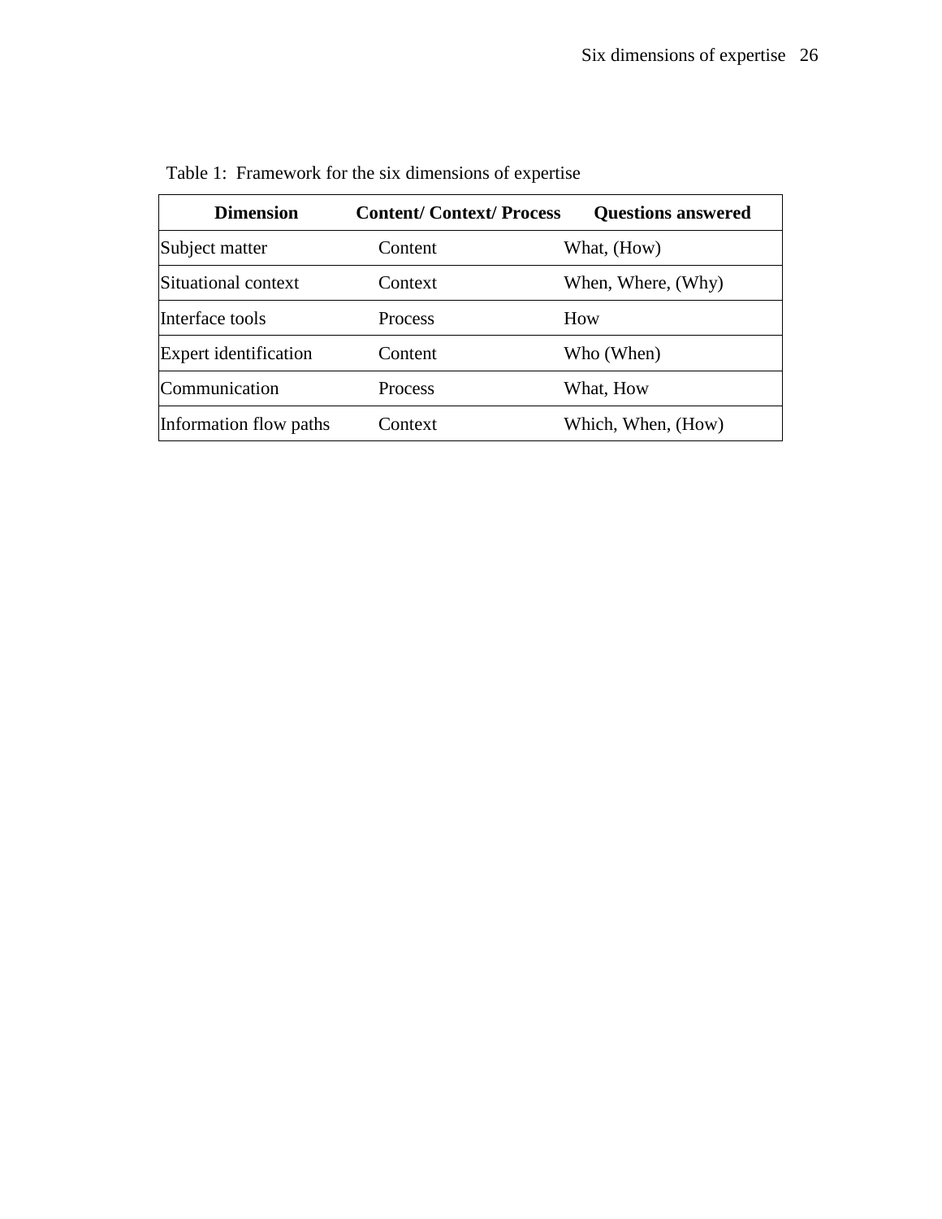Table 1: Framework for the six dimensions of expertise

| Dimension | Content/ Context/ Process | Questions answered |
|---|---|---|
| Subject matter | Content | What, (How) |
| Situational context | Context | When, Where, (Why) |
| Interface tools | Process | How |
| Expert identification | Content | Who (When) |
| Communication | Process | What, How |
| Information flow paths | Context | Which, When, (How) |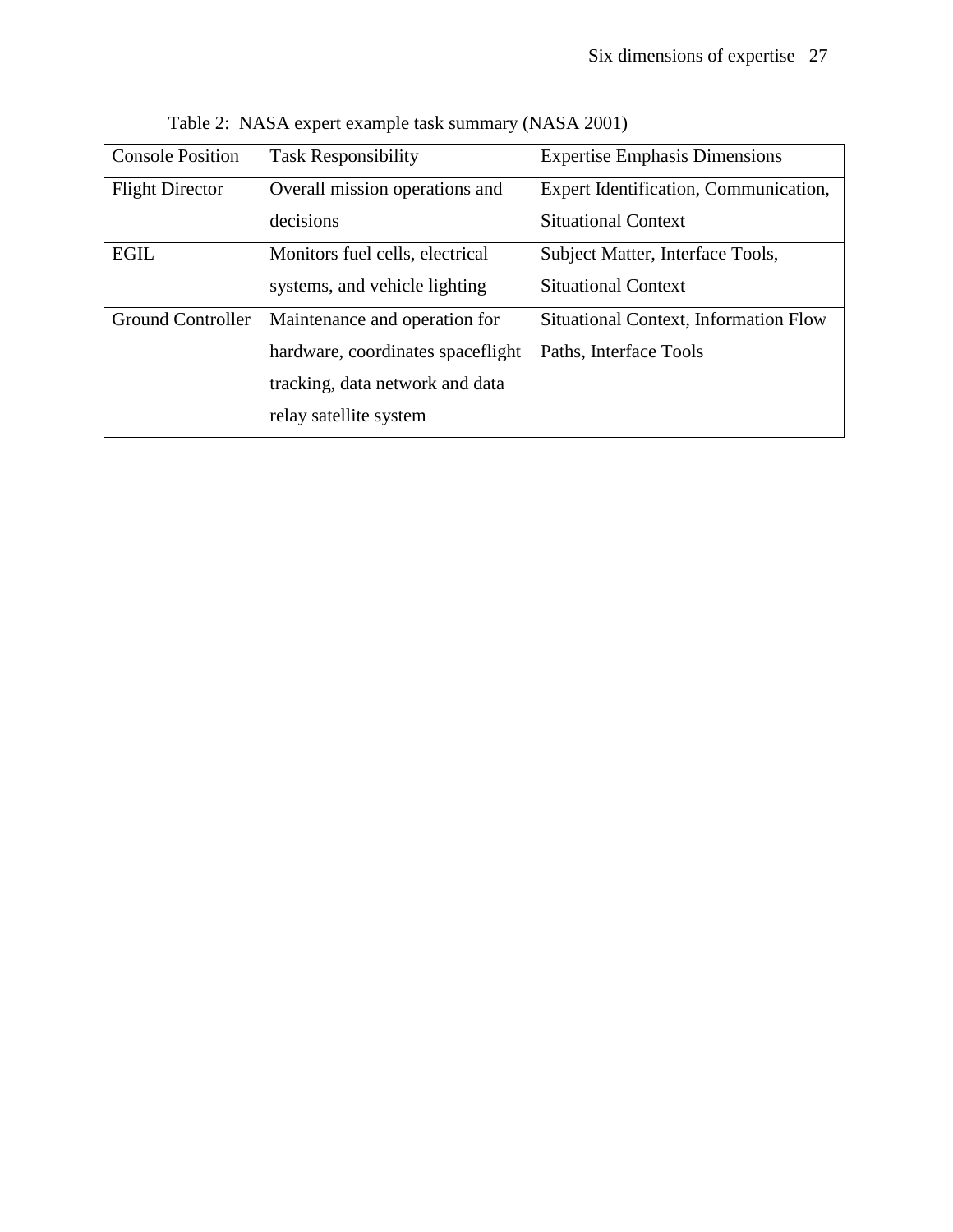Table 2: NASA expert example task summary (NASA 2001)

| Console Position | Task Responsibility | Expertise Emphasis Dimensions |
|---|---|---|
| Flight Director | Overall mission operations and decisions | Expert Identification, Communication, Situational Context |
| EGIL | Monitors fuel cells, electrical systems, and vehicle lighting | Subject Matter, Interface Tools, Situational Context |
| Ground Controller | Maintenance and operation for hardware, coordinates spaceflight tracking, data network and data relay satellite system | Situational Context, Information Flow Paths, Interface Tools |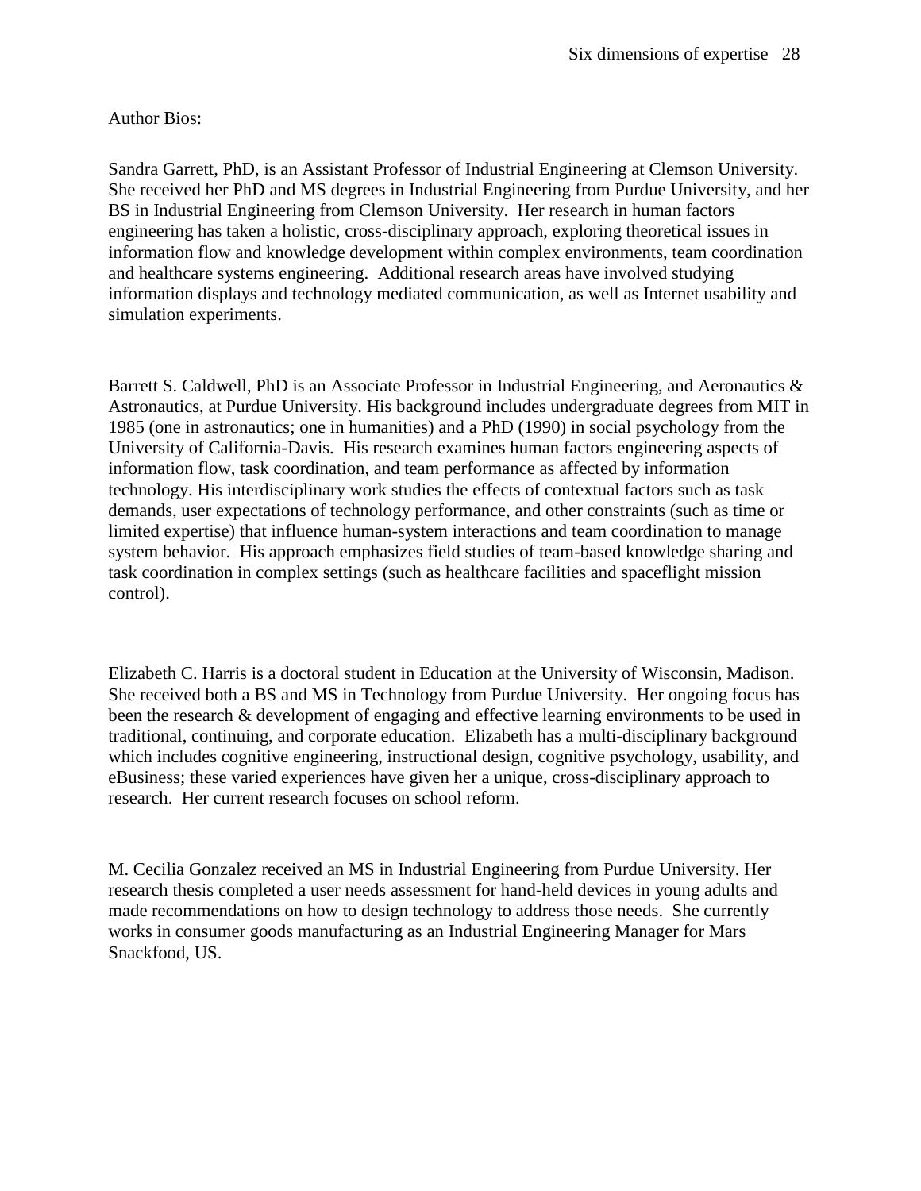Author Bios:

Sandra Garrett, PhD, is an Assistant Professor of Industrial Engineering at Clemson University. She received her PhD and MS degrees in Industrial Engineering from Purdue University, and her BS in Industrial Engineering from Clemson University. Her research in human factors engineering has taken a holistic, cross-disciplinary approach, exploring theoretical issues in information flow and knowledge development within complex environments, team coordination and healthcare systems engineering. Additional research areas have involved studying information displays and technology mediated communication, as well as Internet usability and simulation experiments.

Barrett S. Caldwell, PhD is an Associate Professor in Industrial Engineering, and Aeronautics & Astronautics, at Purdue University. His background includes undergraduate degrees from MIT in 1985 (one in astronautics; one in humanities) and a PhD (1990) in social psychology from the University of California-Davis. His research examines human factors engineering aspects of information flow, task coordination, and team performance as affected by information technology. His interdisciplinary work studies the effects of contextual factors such as task demands, user expectations of technology performance, and other constraints (such as time or limited expertise) that influence human-system interactions and team coordination to manage system behavior. His approach emphasizes field studies of team-based knowledge sharing and task coordination in complex settings (such as healthcare facilities and spaceflight mission control).

Elizabeth C. Harris is a doctoral student in Education at the University of Wisconsin, Madison. She received both a BS and MS in Technology from Purdue University. Her ongoing focus has been the research & development of engaging and effective learning environments to be used in traditional, continuing, and corporate education. Elizabeth has a multi-disciplinary background which includes cognitive engineering, instructional design, cognitive psychology, usability, and eBusiness; these varied experiences have given her a unique, cross-disciplinary approach to research. Her current research focuses on school reform.

M. Cecilia Gonzalez received an MS in Industrial Engineering from Purdue University. Her research thesis completed a user needs assessment for hand-held devices in young adults and made recommendations on how to design technology to address those needs. She currently works in consumer goods manufacturing as an Industrial Engineering Manager for Mars Snackfood, US.